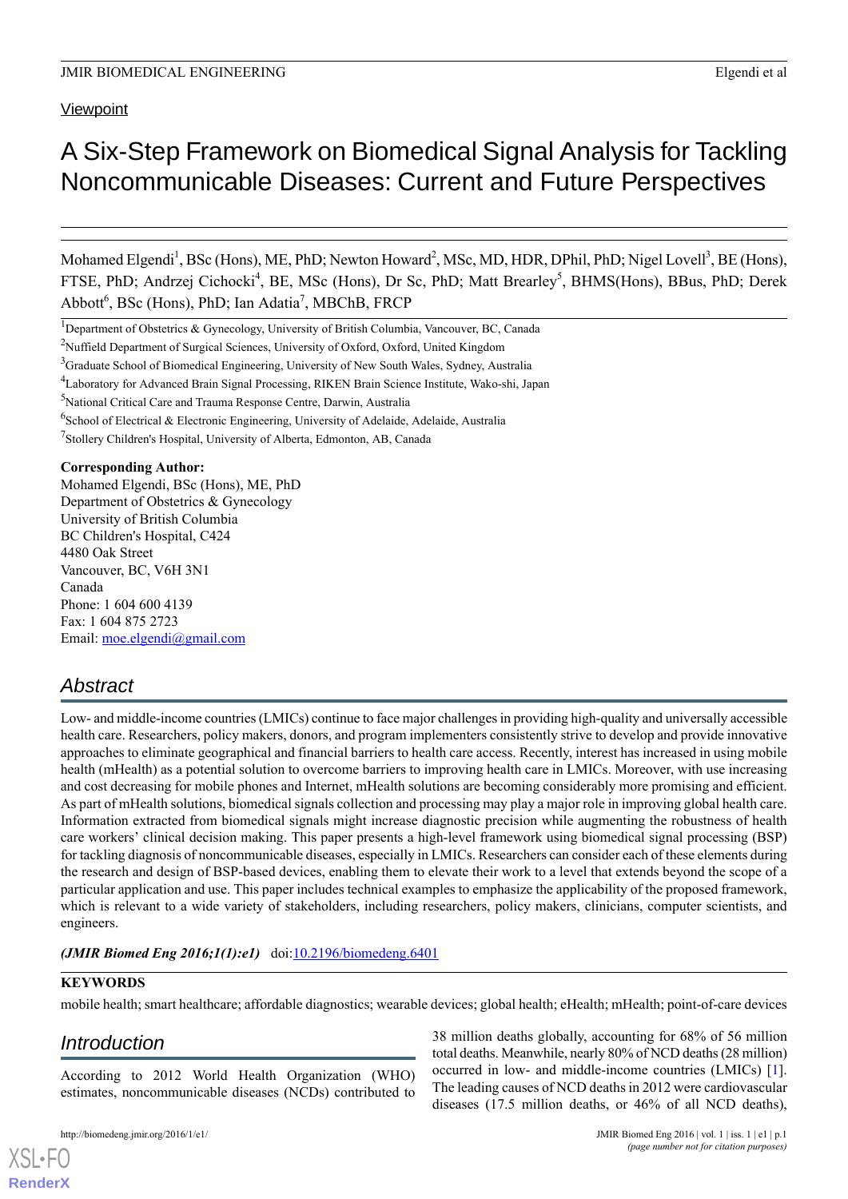Viewpoint

# A Six-Step Framework on Biomedical Signal Analysis for Tackling Noncommunicable Diseases: Current and Future Perspectives

Mohamed Elgendi[1], BSc (Hons), ME, PhD; Newton Howard[2], MSc, MD, HDR, DPhil, PhD; Nigel Lovell[3], BE (Hons), FTSE, PhD; Andrzej Cichocki[4], BE, MSc (Hons), Dr Sc, PhD; Matt Brearley[5], BHMS(Hons), BBus, PhD; Derek Abbott[6], BSc (Hons), PhD; Ian Adatia[7], MBChB, FRCP

[1]Department of Obstetrics & Gynecology, University of British Columbia, Vancouver, BC, Canada
[2]Nuffield Department of Surgical Sciences, University of Oxford, Oxford, United Kingdom
[3]Graduate School of Biomedical Engineering, University of New South Wales, Sydney, Australia
[4]Laboratory for Advanced Brain Signal Processing, RIKEN Brain Science Institute, Wako-shi, Japan
[5]National Critical Care and Trauma Response Centre, Darwin, Australia
[6]School of Electrical & Electronic Engineering, University of Adelaide, Adelaide, Australia
[7]Stollery Children's Hospital, University of Alberta, Edmonton, AB, Canada

**Corresponding Author:**
Mohamed Elgendi, BSc (Hons), ME, PhD
Department of Obstetrics & Gynecology
University of British Columbia
BC Children's Hospital, C424
4480 Oak Street
Vancouver, BC, V6H 3N1
Canada
Phone: 1 604 600 4139
Fax: 1 604 875 2723
Email: moe.elgendi@gmail.com

## Abstract

Low- and middle-income countries (LMICs) continue to face major challenges in providing high-quality and universally accessible health care. Researchers, policy makers, donors, and program implementers consistently strive to develop and provide innovative approaches to eliminate geographical and financial barriers to health care access. Recently, interest has increased in using mobile health (mHealth) as a potential solution to overcome barriers to improving health care in LMICs. Moreover, with use increasing and cost decreasing for mobile phones and Internet, mHealth solutions are becoming considerably more promising and efficient. As part of mHealth solutions, biomedical signals collection and processing may play a major role in improving global health care. Information extracted from biomedical signals might increase diagnostic precision while augmenting the robustness of health care workers' clinical decision making. This paper presents a high-level framework using biomedical signal processing (BSP) for tackling diagnosis of noncommunicable diseases, especially in LMICs. Researchers can consider each of these elements during the research and design of BSP-based devices, enabling them to elevate their work to a level that extends beyond the scope of a particular application and use. This paper includes technical examples to emphasize the applicability of the proposed framework, which is relevant to a wide variety of stakeholders, including researchers, policy makers, clinicians, computer scientists, and engineers.

*(JMIR Biomed Eng 2016;1(1):e1)* doi:10.2196/biomedeng.6401

**KEYWORDS**

mobile health; smart healthcare; affordable diagnostics; wearable devices; global health; eHealth; mHealth; point-of-care devices

## Introduction

According to 2012 World Health Organization (WHO) estimates, noncommunicable diseases (NCDs) contributed to 38 million deaths globally, accounting for 68% of 56 million total deaths. Meanwhile, nearly 80% of NCD deaths (28 million) occurred in low- and middle-income countries (LMICs) [1]. The leading causes of NCD deaths in 2012 were cardiovascular diseases (17.5 million deaths, or 46% of all NCD deaths),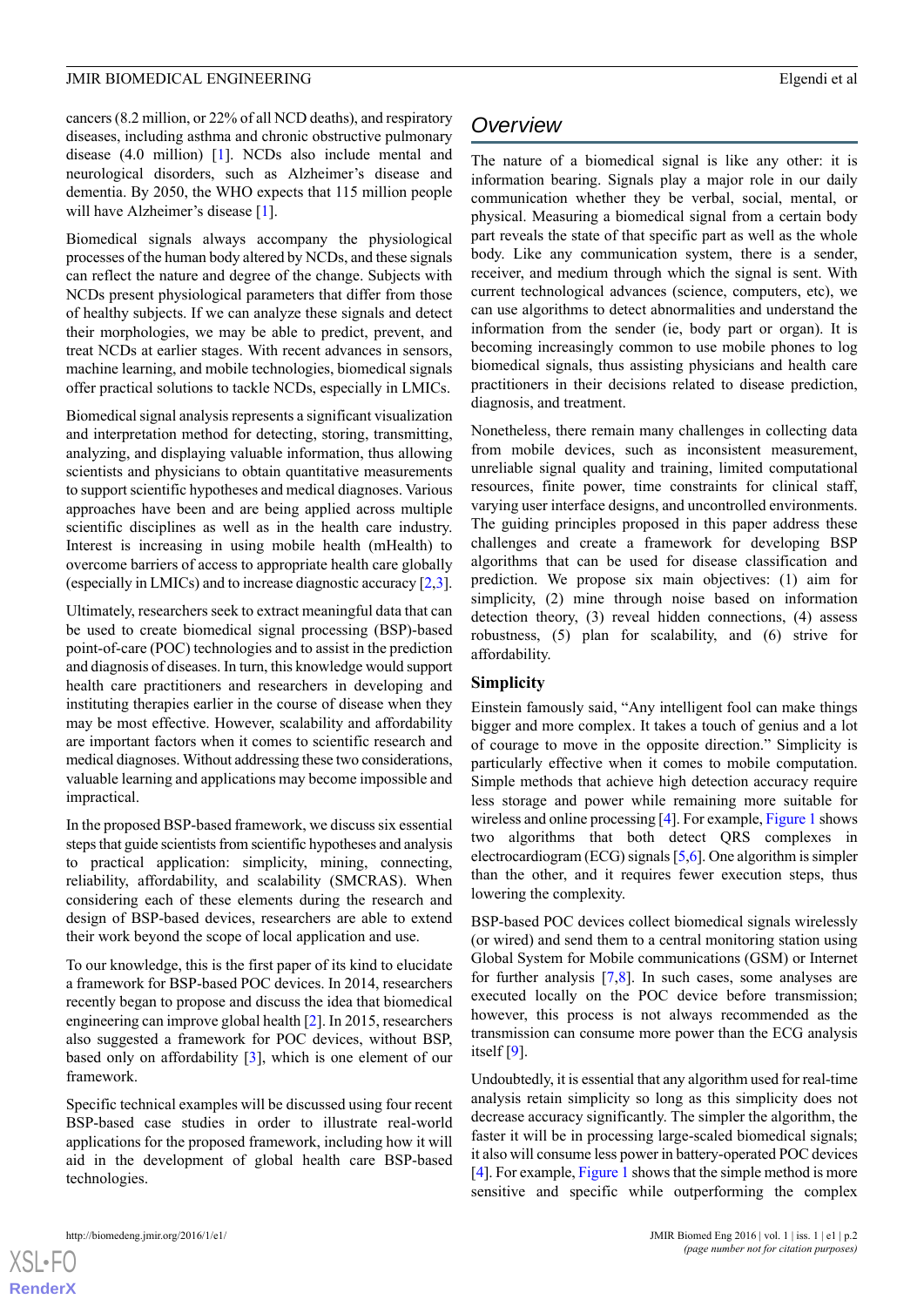cancers (8.2 million, or 22% of all NCD deaths), and respiratory diseases, including asthma and chronic obstructive pulmonary disease (4.0 million) [1]. NCDs also include mental and neurological disorders, such as Alzheimer's disease and dementia. By 2050, the WHO expects that 115 million people will have Alzheimer's disease [1].

Biomedical signals always accompany the physiological processes of the human body altered by NCDs, and these signals can reflect the nature and degree of the change. Subjects with NCDs present physiological parameters that differ from those of healthy subjects. If we can analyze these signals and detect their morphologies, we may be able to predict, prevent, and treat NCDs at earlier stages. With recent advances in sensors, machine learning, and mobile technologies, biomedical signals offer practical solutions to tackle NCDs, especially in LMICs.

Biomedical signal analysis represents a significant visualization and interpretation method for detecting, storing, transmitting, analyzing, and displaying valuable information, thus allowing scientists and physicians to obtain quantitative measurements to support scientific hypotheses and medical diagnoses. Various approaches have been and are being applied across multiple scientific disciplines as well as in the health care industry. Interest is increasing in using mobile health (mHealth) to overcome barriers of access to appropriate health care globally (especially in LMICs) and to increase diagnostic accuracy [2,3].

Ultimately, researchers seek to extract meaningful data that can be used to create biomedical signal processing (BSP)-based point-of-care (POC) technologies and to assist in the prediction and diagnosis of diseases. In turn, this knowledge would support health care practitioners and researchers in developing and instituting therapies earlier in the course of disease when they may be most effective. However, scalability and affordability are important factors when it comes to scientific research and medical diagnoses. Without addressing these two considerations, valuable learning and applications may become impossible and impractical.

In the proposed BSP-based framework, we discuss six essential steps that guide scientists from scientific hypotheses and analysis to practical application: simplicity, mining, connecting, reliability, affordability, and scalability (SMCRAS). When considering each of these elements during the research and design of BSP-based devices, researchers are able to extend their work beyond the scope of local application and use.

To our knowledge, this is the first paper of its kind to elucidate a framework for BSP-based POC devices. In 2014, researchers recently began to propose and discuss the idea that biomedical engineering can improve global health [2]. In 2015, researchers also suggested a framework for POC devices, without BSP, based only on affordability [3], which is one element of our framework.

Specific technical examples will be discussed using four recent BSP-based case studies in order to illustrate real-world applications for the proposed framework, including how it will aid in the development of global health care BSP-based technologies.

## Overview

The nature of a biomedical signal is like any other: it is information bearing. Signals play a major role in our daily communication whether they be verbal, social, mental, or physical. Measuring a biomedical signal from a certain body part reveals the state of that specific part as well as the whole body. Like any communication system, there is a sender, receiver, and medium through which the signal is sent. With current technological advances (science, computers, etc), we can use algorithms to detect abnormalities and understand the information from the sender (ie, body part or organ). It is becoming increasingly common to use mobile phones to log biomedical signals, thus assisting physicians and health care practitioners in their decisions related to disease prediction, diagnosis, and treatment.

Nonetheless, there remain many challenges in collecting data from mobile devices, such as inconsistent measurement, unreliable signal quality and training, limited computational resources, finite power, time constraints for clinical staff, varying user interface designs, and uncontrolled environments. The guiding principles proposed in this paper address these challenges and create a framework for developing BSP algorithms that can be used for disease classification and prediction. We propose six main objectives: (1) aim for simplicity, (2) mine through noise based on information detection theory, (3) reveal hidden connections, (4) assess robustness, (5) plan for scalability, and (6) strive for affordability.

### Simplicity

Einstein famously said, "Any intelligent fool can make things bigger and more complex. It takes a touch of genius and a lot of courage to move in the opposite direction." Simplicity is particularly effective when it comes to mobile computation. Simple methods that achieve high detection accuracy require less storage and power while remaining more suitable for wireless and online processing [4]. For example, Figure 1 shows two algorithms that both detect QRS complexes in electrocardiogram (ECG) signals [5,6]. One algorithm is simpler than the other, and it requires fewer execution steps, thus lowering the complexity.

BSP-based POC devices collect biomedical signals wirelessly (or wired) and send them to a central monitoring station using Global System for Mobile communications (GSM) or Internet for further analysis [7,8]. In such cases, some analyses are executed locally on the POC device before transmission; however, this process is not always recommended as the transmission can consume more power than the ECG analysis itself [9].

Undoubtedly, it is essential that any algorithm used for real-time analysis retain simplicity so long as this simplicity does not decrease accuracy significantly. The simpler the algorithm, the faster it will be in processing large-scaled biomedical signals; it also will consume less power in battery-operated POC devices [4]. For example, Figure 1 shows that the simple method is more sensitive and specific while outperforming the complex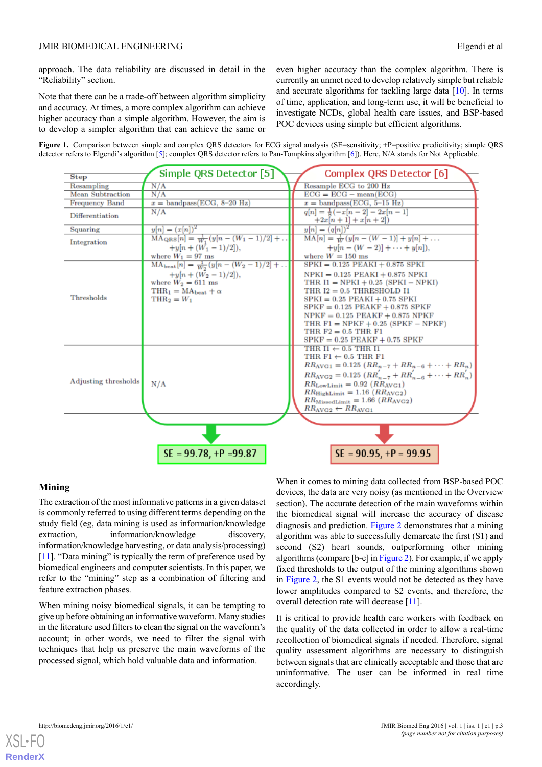approach. The data reliability are discussed in detail in the "Reliability" section.

Note that there can be a trade-off between algorithm simplicity and accuracy. At times, a more complex algorithm can achieve higher accuracy than a simple algorithm. However, the aim is to develop a simpler algorithm that can achieve the same or even higher accuracy than the complex algorithm. There is currently an unmet need to develop relatively simple but reliable and accurate algorithms for tackling large data [10]. In terms of time, application, and long-term use, it will be beneficial to investigate NCDs, global health care issues, and BSP-based POC devices using simple but efficient algorithms.

**Figure 1.** Comparison between simple and complex QRS detectors for ECG signal analysis (SE=sensitivity; +P=positive predicitivity; simple QRS detector refers to Elgendi's algorithm [5]; complex QRS detector refers to Pan-Tompkins algorithm [6]). Here, N/A stands for Not Applicable.

| Step | Simple QRS Detector [5] | Complex QRS Detector [6] |
|---|---|---|
| Resampling | N/A | Resample ECG to 200 Hz |
| Mean Subtraction | N/A | ECG = ECG − mean(ECG) |
| Frequency Band | $x$ = bandpass(ECG, 8–20 Hz) | $x$ = bandpass(ECG, 5–15 Hz) |
| Differentiation | N/A | $q[n] = \frac{1}{8}(-x[n-2] - 2x[n-1] + 2x[n+1] + x[n+2])$ |
| Squaring | $y[n] = (x[n])^2$ | $y[n] = (q[n])^2$ |
| Integration | $MA_{QRS}[n] = \frac{1}{W_1}(y[n-(W_1-1)/2] + \ldots + y[n+(W_1-1)/2])$, where $W_1 = 97$ ms | $MA[n] = \frac{1}{W}(y[n-(W-1)] + y[n] + \ldots + y[n-(W-2)] + \cdots + y[n])$, where $W = 150$ ms |
| Thresholds | $MA_{beat}[n] = \frac{1}{W_2}(y[n-(W_2-1)/2] + \ldots + y[n+(W_2-1)/2])$, where $W_2 = 611$ ms; $THR_1 = MA_{beat} + \alpha$; $THR_2 = W_1$ | SPKI = 0.125 PEAKI + 0.875 SPKI; NPKI = 0.125 PEAKI + 0.875 NPKI; THR I1 = NPKI + 0.25 (SPKI − NPKI); THR I2 = 0.5 THRESHOLD I1; SPKI = 0.25 PEAKI + 0.75 SPKI; SPKF = 0.125 PEAKF + 0.875 SPKF; NPKF = 0.125 PEAKF + 0.875 NPKF; THR F1 = NPKF + 0.25 (SPKF − NPKF); THR F2 = 0.5 THR F1; SPKF = 0.25 PEAKF + 0.75 SPKF |
| Adjusting thresholds | N/A | THR I1 ← 0.5 THR I1; THR F1 ← 0.5 THR F1; $RR_{AVG1} = 0.125\,(RR_{n-7} + RR_{n-6} + \cdots + RR_n)$; $RR_{AVG2} = 0.125\,(RR'_{n-7} + RR'_{n-6} + \cdots + RR'_n)$; $RR_{LowLimit} = 0.92\,(RR_{AVG1})$; $RR_{HighLimit} = 1.16\,(RR_{AVG2})$; $RR_{MissedLimit} = 1.66\,(RR_{AVG2})$; $RR_{AVG2} \leftarrow RR_{AVG1}$ |
| Result | SE = 99.78, +P = 99.87 | SE = 90.95, +P = 99.95 |

## Mining

The extraction of the most informative patterns in a given dataset is commonly referred to using different terms depending on the study field (eg, data mining is used as information/knowledge extraction, information/knowledge discovery, information/knowledge harvesting, or data analysis/processing) [11]. "Data mining" is typically the term of preference used by biomedical engineers and computer scientists. In this paper, we refer to the "mining" step as a combination of filtering and feature extraction phases.

When mining noisy biomedical signals, it can be tempting to give up before obtaining an informative waveform. Many studies in the literature used filters to clean the signal on the waveform's account; in other words, we need to filter the signal with techniques that help us preserve the main waveforms of the processed signal, which hold valuable data and information.

When it comes to mining data collected from BSP-based POC devices, the data are very noisy (as mentioned in the Overview section). The accurate detection of the main waveforms within the biomedical signal will increase the accuracy of disease diagnosis and prediction. Figure 2 demonstrates that a mining algorithm was able to successfully demarcate the first (S1) and second (S2) heart sounds, outperforming other mining algorithms (compare [b-e] in Figure 2). For example, if we apply fixed thresholds to the output of the mining algorithms shown in Figure 2, the S1 events would not be detected as they have lower amplitudes compared to S2 events, and therefore, the overall detection rate will decrease [11].

It is critical to provide health care workers with feedback on the quality of the data collected in order to allow a real-time recollection of biomedical signals if needed. Therefore, signal quality assessment algorithms are necessary to distinguish between signals that are clinically acceptable and those that are uninformative. The user can be informed in real time accordingly.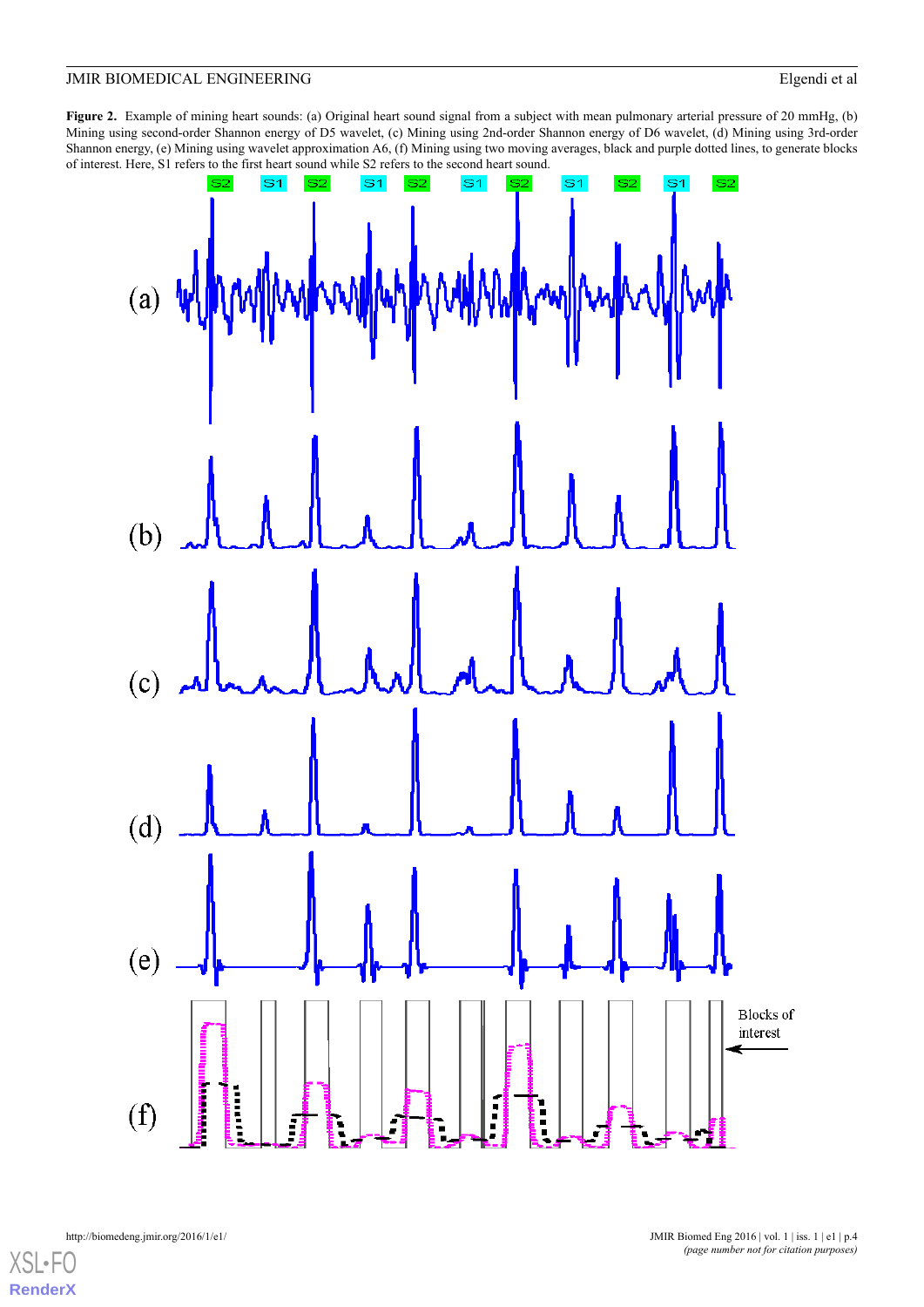**Figure 2.** Example of mining heart sounds: (a) Original heart sound signal from a subject with mean pulmonary arterial pressure of 20 mmHg, (b) Mining using second-order Shannon energy of D5 wavelet, (c) Mining using 2nd-order Shannon energy of D6 wavelet, (d) Mining using 3rd-order Shannon energy, (e) Mining using wavelet approximation A6, (f) Mining using two moving averages, black and purple dotted lines, to generate blocks of interest. Here, S1 refers to the first heart sound while S2 refers to the second heart sound.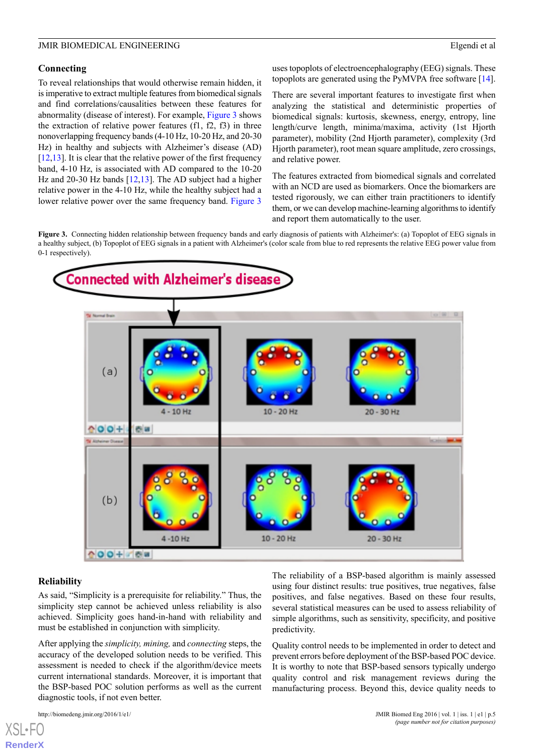### Connecting

To reveal relationships that would otherwise remain hidden, it is imperative to extract multiple features from biomedical signals and find correlations/causalities between these features for abnormality (disease of interest). For example, Figure 3 shows the extraction of relative power features (f1, f2, f3) in three nonoverlapping frequency bands (4-10 Hz, 10-20 Hz, and 20-30 Hz) in healthy and subjects with Alzheimer's disease (AD) [12,13]. It is clear that the relative power of the first frequency band, 4-10 Hz, is associated with AD compared to the 10-20 Hz and 20-30 Hz bands [12,13]. The AD subject had a higher relative power in the 4-10 Hz, while the healthy subject had a lower relative power over the same frequency band. Figure 3 uses topoplots of electroencephalography (EEG) signals. These topoplots are generated using the PyMVPA free software [14].

There are several important features to investigate first when analyzing the statistical and deterministic properties of biomedical signals: kurtosis, skewness, energy, entropy, line length/curve length, minima/maxima, activity (1st Hjorth parameter), mobility (2nd Hjorth parameter), complexity (3rd Hjorth parameter), root mean square amplitude, zero crossings, and relative power.

The features extracted from biomedical signals and correlated with an NCD are used as biomarkers. Once the biomarkers are tested rigorously, we can either train practitioners to identify them, or we can develop machine-learning algorithms to identify and report them automatically to the user.

**Figure 3.** Connecting hidden relationship between frequency bands and early diagnosis of patients with Alzheimer's: (a) Topoplot of EEG signals in a healthy subject, (b) Topoplot of EEG signals in a patient with Alzheimer's (color scale from blue to red represents the relative EEG power value from 0-1 respectively).

### Reliability

As said, "Simplicity is a prerequisite for reliability." Thus, the simplicity step cannot be achieved unless reliability is also achieved. Simplicity goes hand-in-hand with reliability and must be established in conjunction with simplicity.

After applying the *simplicity, mining,* and *connecting* steps, the accuracy of the developed solution needs to be verified. This assessment is needed to check if the algorithm/device meets current international standards. Moreover, it is important that the BSP-based POC solution performs as well as the current diagnostic tools, if not even better.

The reliability of a BSP-based algorithm is mainly assessed using four distinct results: true positives, true negatives, false positives, and false negatives. Based on these four results, several statistical measures can be used to assess reliability of simple algorithms, such as sensitivity, specificity, and positive predictivity.

Quality control needs to be implemented in order to detect and prevent errors before deployment of the BSP-based POC device. It is worthy to note that BSP-based sensors typically undergo quality control and risk management reviews during the manufacturing process. Beyond this, device quality needs to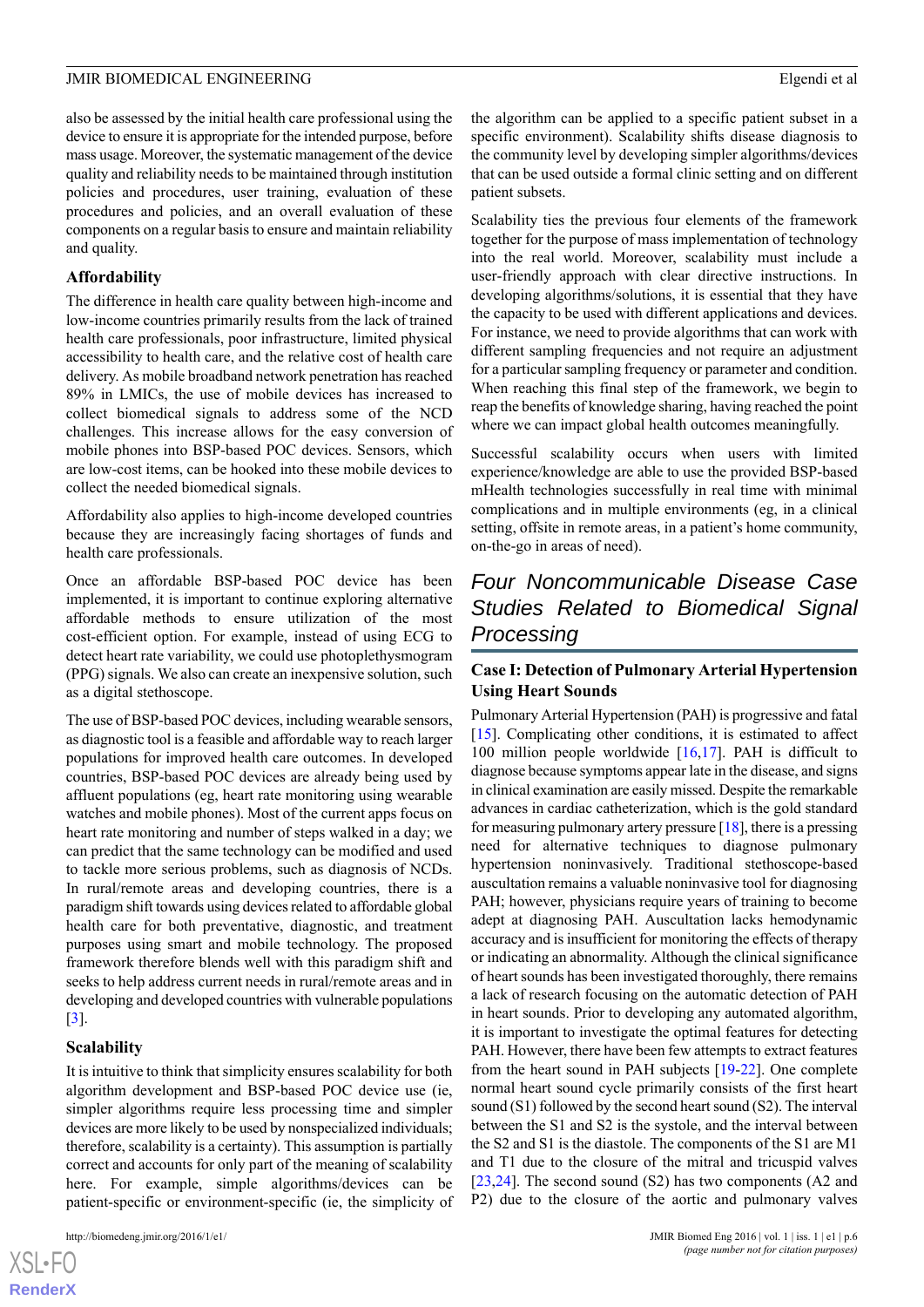also be assessed by the initial health care professional using the device to ensure it is appropriate for the intended purpose, before mass usage. Moreover, the systematic management of the device quality and reliability needs to be maintained through institution policies and procedures, user training, evaluation of these procedures and policies, and an overall evaluation of these components on a regular basis to ensure and maintain reliability and quality.

### Affordability

The difference in health care quality between high-income and low-income countries primarily results from the lack of trained health care professionals, poor infrastructure, limited physical accessibility to health care, and the relative cost of health care delivery. As mobile broadband network penetration has reached 89% in LMICs, the use of mobile devices has increased to collect biomedical signals to address some of the NCD challenges. This increase allows for the easy conversion of mobile phones into BSP-based POC devices. Sensors, which are low-cost items, can be hooked into these mobile devices to collect the needed biomedical signals.

Affordability also applies to high-income developed countries because they are increasingly facing shortages of funds and health care professionals.

Once an affordable BSP-based POC device has been implemented, it is important to continue exploring alternative affordable methods to ensure utilization of the most cost-efficient option. For example, instead of using ECG to detect heart rate variability, we could use photoplethysmogram (PPG) signals. We also can create an inexpensive solution, such as a digital stethoscope.

The use of BSP-based POC devices, including wearable sensors, as diagnostic tool is a feasible and affordable way to reach larger populations for improved health care outcomes. In developed countries, BSP-based POC devices are already being used by affluent populations (eg, heart rate monitoring using wearable watches and mobile phones). Most of the current apps focus on heart rate monitoring and number of steps walked in a day; we can predict that the same technology can be modified and used to tackle more serious problems, such as diagnosis of NCDs. In rural/remote areas and developing countries, there is a paradigm shift towards using devices related to affordable global health care for both preventative, diagnostic, and treatment purposes using smart and mobile technology. The proposed framework therefore blends well with this paradigm shift and seeks to help address current needs in rural/remote areas and in developing and developed countries with vulnerable populations [3].

### Scalability

It is intuitive to think that simplicity ensures scalability for both algorithm development and BSP-based POC device use (ie, simpler algorithms require less processing time and simpler devices are more likely to be used by nonspecialized individuals; therefore, scalability is a certainty). This assumption is partially correct and accounts for only part of the meaning of scalability here. For example, simple algorithms/devices can be patient-specific or environment-specific (ie, the simplicity of the algorithm can be applied to a specific patient subset in a specific environment). Scalability shifts disease diagnosis to the community level by developing simpler algorithms/devices that can be used outside a formal clinic setting and on different patient subsets.

Scalability ties the previous four elements of the framework together for the purpose of mass implementation of technology into the real world. Moreover, scalability must include a user-friendly approach with clear directive instructions. In developing algorithms/solutions, it is essential that they have the capacity to be used with different applications and devices. For instance, we need to provide algorithms that can work with different sampling frequencies and not require an adjustment for a particular sampling frequency or parameter and condition. When reaching this final step of the framework, we begin to reap the benefits of knowledge sharing, having reached the point where we can impact global health outcomes meaningfully.

Successful scalability occurs when users with limited experience/knowledge are able to use the provided BSP-based mHealth technologies successfully in real time with minimal complications and in multiple environments (eg, in a clinical setting, offsite in remote areas, in a patient's home community, on-the-go in areas of need).

## Four Noncommunicable Disease Case Studies Related to Biomedical Signal Processing

### Case I: Detection of Pulmonary Arterial Hypertension Using Heart Sounds

Pulmonary Arterial Hypertension (PAH) is progressive and fatal [15]. Complicating other conditions, it is estimated to affect 100 million people worldwide [16,17]. PAH is difficult to diagnose because symptoms appear late in the disease, and signs in clinical examination are easily missed. Despite the remarkable advances in cardiac catheterization, which is the gold standard for measuring pulmonary artery pressure [18], there is a pressing need for alternative techniques to diagnose pulmonary hypertension noninvasively. Traditional stethoscope-based auscultation remains a valuable noninvasive tool for diagnosing PAH; however, physicians require years of training to become adept at diagnosing PAH. Auscultation lacks hemodynamic accuracy and is insufficient for monitoring the effects of therapy or indicating an abnormality. Although the clinical significance of heart sounds has been investigated thoroughly, there remains a lack of research focusing on the automatic detection of PAH in heart sounds. Prior to developing any automated algorithm, it is important to investigate the optimal features for detecting PAH. However, there have been few attempts to extract features from the heart sound in PAH subjects [19-22]. One complete normal heart sound cycle primarily consists of the first heart sound (S1) followed by the second heart sound (S2). The interval between the S1 and S2 is the systole, and the interval between the S2 and S1 is the diastole. The components of the S1 are M1 and T1 due to the closure of the mitral and tricuspid valves [23,24]. The second sound (S2) has two components (A2 and P2) due to the closure of the aortic and pulmonary valves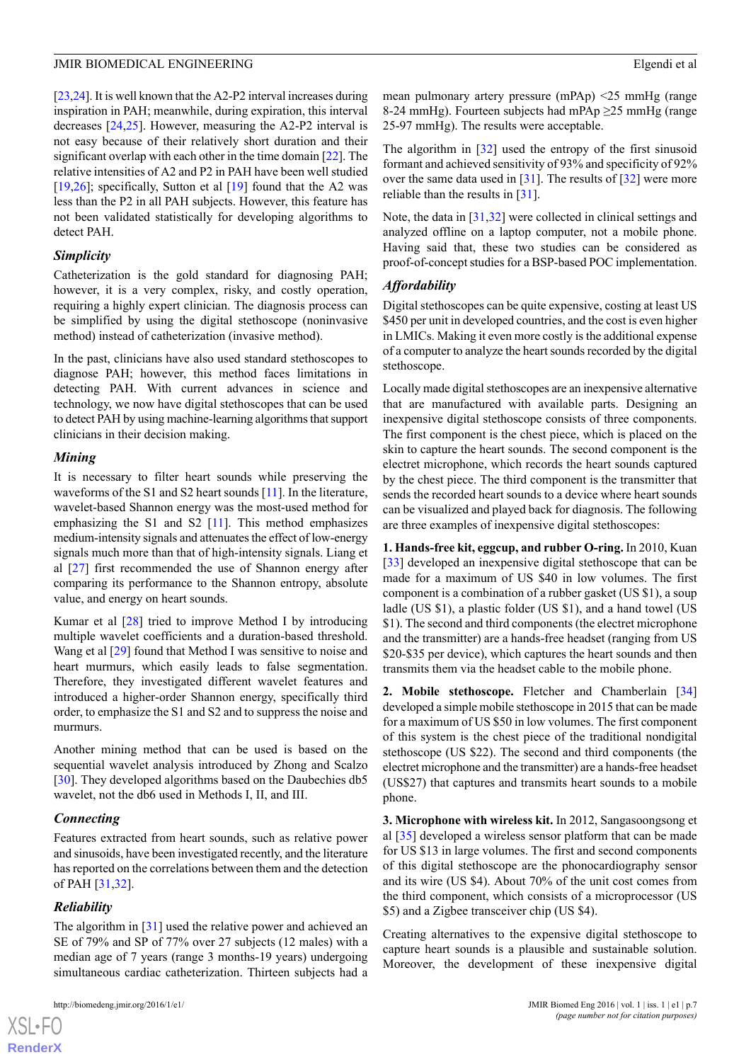[23,24]. It is well known that the A2-P2 interval increases during inspiration in PAH; meanwhile, during expiration, this interval decreases [24,25]. However, measuring the A2-P2 interval is not easy because of their relatively short duration and their significant overlap with each other in the time domain [22]. The relative intensities of A2 and P2 in PAH have been well studied [19,26]; specifically, Sutton et al [19] found that the A2 was less than the P2 in all PAH subjects. However, this feature has not been validated statistically for developing algorithms to detect PAH.

### Simplicity

Catheterization is the gold standard for diagnosing PAH; however, it is a very complex, risky, and costly operation, requiring a highly expert clinician. The diagnosis process can be simplified by using the digital stethoscope (noninvasive method) instead of catheterization (invasive method).

In the past, clinicians have also used standard stethoscopes to diagnose PAH; however, this method faces limitations in detecting PAH. With current advances in science and technology, we now have digital stethoscopes that can be used to detect PAH by using machine-learning algorithms that support clinicians in their decision making.

### Mining

It is necessary to filter heart sounds while preserving the waveforms of the S1 and S2 heart sounds [11]. In the literature, wavelet-based Shannon energy was the most-used method for emphasizing the S1 and S2 [11]. This method emphasizes medium-intensity signals and attenuates the effect of low-energy signals much more than that of high-intensity signals. Liang et al [27] first recommended the use of Shannon energy after comparing its performance to the Shannon entropy, absolute value, and energy on heart sounds.

Kumar et al [28] tried to improve Method I by introducing multiple wavelet coefficients and a duration-based threshold. Wang et al [29] found that Method I was sensitive to noise and heart murmurs, which easily leads to false segmentation. Therefore, they investigated different wavelet features and introduced a higher-order Shannon energy, specifically third order, to emphasize the S1 and S2 and to suppress the noise and murmurs.

Another mining method that can be used is based on the sequential wavelet analysis introduced by Zhong and Scalzo [30]. They developed algorithms based on the Daubechies db5 wavelet, not the db6 used in Methods I, II, and III.

### Connecting

Features extracted from heart sounds, such as relative power and sinusoids, have been investigated recently, and the literature has reported on the correlations between them and the detection of PAH [31,32].

### Reliability

The algorithm in [31] used the relative power and achieved an SE of 79% and SP of 77% over 27 subjects (12 males) with a median age of 7 years (range 3 months-19 years) undergoing simultaneous cardiac catheterization. Thirteen subjects had a mean pulmonary artery pressure (mPAp) <25 mmHg (range 8-24 mmHg). Fourteen subjects had mPAp ≥25 mmHg (range 25-97 mmHg). The results were acceptable.

The algorithm in [32] used the entropy of the first sinusoid formant and achieved sensitivity of 93% and specificity of 92% over the same data used in [31]. The results of [32] were more reliable than the results in [31].

Note, the data in [31,32] were collected in clinical settings and analyzed offline on a laptop computer, not a mobile phone. Having said that, these two studies can be considered as proof-of-concept studies for a BSP-based POC implementation.

### Affordability

Digital stethoscopes can be quite expensive, costing at least US $450 per unit in developed countries, and the cost is even higher in LMICs. Making it even more costly is the additional expense of a computer to analyze the heart sounds recorded by the digital stethoscope.

Locally made digital stethoscopes are an inexpensive alternative that are manufactured with available parts. Designing an inexpensive digital stethoscope consists of three components. The first component is the chest piece, which is placed on the skin to capture the heart sounds. The second component is the electret microphone, which records the heart sounds captured by the chest piece. The third component is the transmitter that sends the recorded heart sounds to a device where heart sounds can be visualized and played back for diagnosis. The following are three examples of inexpensive digital stethoscopes:

**1. Hands-free kit, eggcup, and rubber O-ring.** In 2010, Kuan [33] developed an inexpensive digital stethoscope that can be made for a maximum of US $40 in low volumes. The first component is a combination of a rubber gasket (US $1), a soup ladle (US $1), a plastic folder (US $1), and a hand towel (US $1). The second and third components (the electret microphone and the transmitter) are a hands-free headset (ranging from US $20-$35 per device), which captures the heart sounds and then transmits them via the headset cable to the mobile phone.

**2. Mobile stethoscope.** Fletcher and Chamberlain [34] developed a simple mobile stethoscope in 2015 that can be made for a maximum of US $50 in low volumes. The first component of this system is the chest piece of the traditional nondigital stethoscope (US $22). The second and third components (the electret microphone and the transmitter) are a hands-free headset (US$27) that captures and transmits heart sounds to a mobile phone.

**3. Microphone with wireless kit.** In 2012, Sangasoongsong et al [35] developed a wireless sensor platform that can be made for US $13 in large volumes. The first and second components of this digital stethoscope are the phonocardiography sensor and its wire (US $4). About 70% of the unit cost comes from the third component, which consists of a microprocessor (US $5) and a Zigbee transceiver chip (US $4).

Creating alternatives to the expensive digital stethoscope to capture heart sounds is a plausible and sustainable solution. Moreover, the development of these inexpensive digital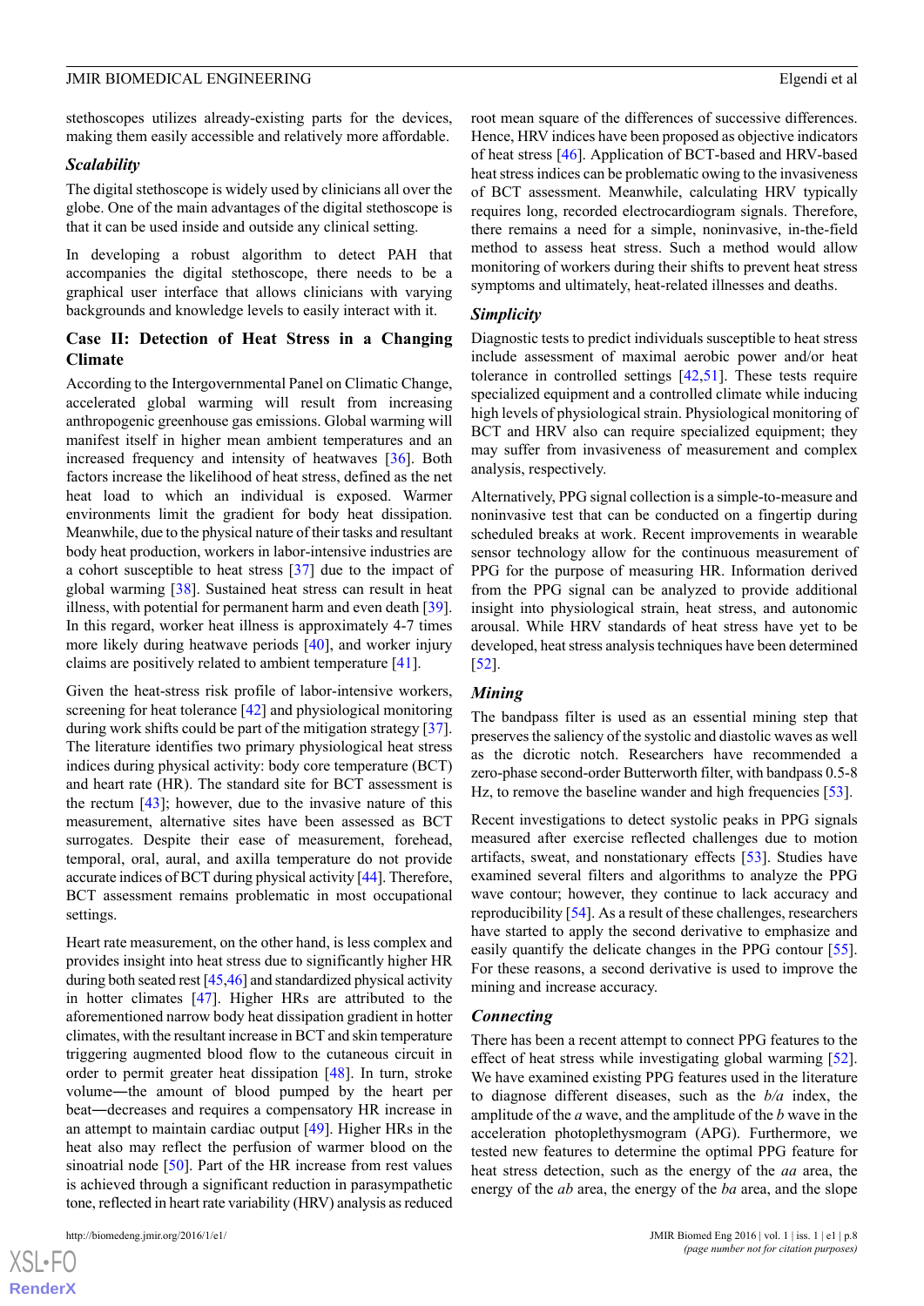stethoscopes utilizes already-existing parts for the devices, making them easily accessible and relatively more affordable.

### *Scalability*

The digital stethoscope is widely used by clinicians all over the globe. One of the main advantages of the digital stethoscope is that it can be used inside and outside any clinical setting.

In developing a robust algorithm to detect PAH that accompanies the digital stethoscope, there needs to be a graphical user interface that allows clinicians with varying backgrounds and knowledge levels to easily interact with it.

## Case II: Detection of Heat Stress in a Changing Climate

According to the Intergovernmental Panel on Climatic Change, accelerated global warming will result from increasing anthropogenic greenhouse gas emissions. Global warming will manifest itself in higher mean ambient temperatures and an increased frequency and intensity of heatwaves [36]. Both factors increase the likelihood of heat stress, defined as the net heat load to which an individual is exposed. Warmer environments limit the gradient for body heat dissipation. Meanwhile, due to the physical nature of their tasks and resultant body heat production, workers in labor-intensive industries are a cohort susceptible to heat stress [37] due to the impact of global warming [38]. Sustained heat stress can result in heat illness, with potential for permanent harm and even death [39]. In this regard, worker heat illness is approximately 4-7 times more likely during heatwave periods [40], and worker injury claims are positively related to ambient temperature [41].

Given the heat-stress risk profile of labor-intensive workers, screening for heat tolerance [42] and physiological monitoring during work shifts could be part of the mitigation strategy [37]. The literature identifies two primary physiological heat stress indices during physical activity: body core temperature (BCT) and heart rate (HR). The standard site for BCT assessment is the rectum [43]; however, due to the invasive nature of this measurement, alternative sites have been assessed as BCT surrogates. Despite their ease of measurement, forehead, temporal, oral, aural, and axilla temperature do not provide accurate indices of BCT during physical activity [44]. Therefore, BCT assessment remains problematic in most occupational settings.

Heart rate measurement, on the other hand, is less complex and provides insight into heat stress due to significantly higher HR during both seated rest [45,46] and standardized physical activity in hotter climates [47]. Higher HRs are attributed to the aforementioned narrow body heat dissipation gradient in hotter climates, with the resultant increase in BCT and skin temperature triggering augmented blood flow to the cutaneous circuit in order to permit greater heat dissipation [48]. In turn, stroke volume—the amount of blood pumped by the heart per beat—decreases and requires a compensatory HR increase in an attempt to maintain cardiac output [49]. Higher HRs in the heat also may reflect the perfusion of warmer blood on the sinoatrial node [50]. Part of the HR increase from rest values is achieved through a significant reduction in parasympathetic tone, reflected in heart rate variability (HRV) analysis as reduced root mean square of the differences of successive differences. Hence, HRV indices have been proposed as objective indicators of heat stress [46]. Application of BCT-based and HRV-based heat stress indices can be problematic owing to the invasiveness of BCT assessment. Meanwhile, calculating HRV typically requires long, recorded electrocardiogram signals. Therefore, there remains a need for a simple, noninvasive, in-the-field method to assess heat stress. Such a method would allow monitoring of workers during their shifts to prevent heat stress symptoms and ultimately, heat-related illnesses and deaths.

### *Simplicity*

Diagnostic tests to predict individuals susceptible to heat stress include assessment of maximal aerobic power and/or heat tolerance in controlled settings [42,51]. These tests require specialized equipment and a controlled climate while inducing high levels of physiological strain. Physiological monitoring of BCT and HRV also can require specialized equipment; they may suffer from invasiveness of measurement and complex analysis, respectively.

Alternatively, PPG signal collection is a simple-to-measure and noninvasive test that can be conducted on a fingertip during scheduled breaks at work. Recent improvements in wearable sensor technology allow for the continuous measurement of PPG for the purpose of measuring HR. Information derived from the PPG signal can be analyzed to provide additional insight into physiological strain, heat stress, and autonomic arousal. While HRV standards of heat stress have yet to be developed, heat stress analysis techniques have been determined [52].

### *Mining*

The bandpass filter is used as an essential mining step that preserves the saliency of the systolic and diastolic waves as well as the dicrotic notch. Researchers have recommended a zero-phase second-order Butterworth filter, with bandpass 0.5-8 Hz, to remove the baseline wander and high frequencies [53].

Recent investigations to detect systolic peaks in PPG signals measured after exercise reflected challenges due to motion artifacts, sweat, and nonstationary effects [53]. Studies have examined several filters and algorithms to analyze the PPG wave contour; however, they continue to lack accuracy and reproducibility [54]. As a result of these challenges, researchers have started to apply the second derivative to emphasize and easily quantify the delicate changes in the PPG contour [55]. For these reasons, a second derivative is used to improve the mining and increase accuracy.

### *Connecting*

There has been a recent attempt to connect PPG features to the effect of heat stress while investigating global warming [52]. We have examined existing PPG features used in the literature to diagnose different diseases, such as the *b/a* index, the amplitude of the *a* wave, and the amplitude of the *b* wave in the acceleration photoplethysmogram (APG). Furthermore, we tested new features to determine the optimal PPG feature for heat stress detection, such as the energy of the *aa* area, the energy of the *ab* area, the energy of the *ba* area, and the slope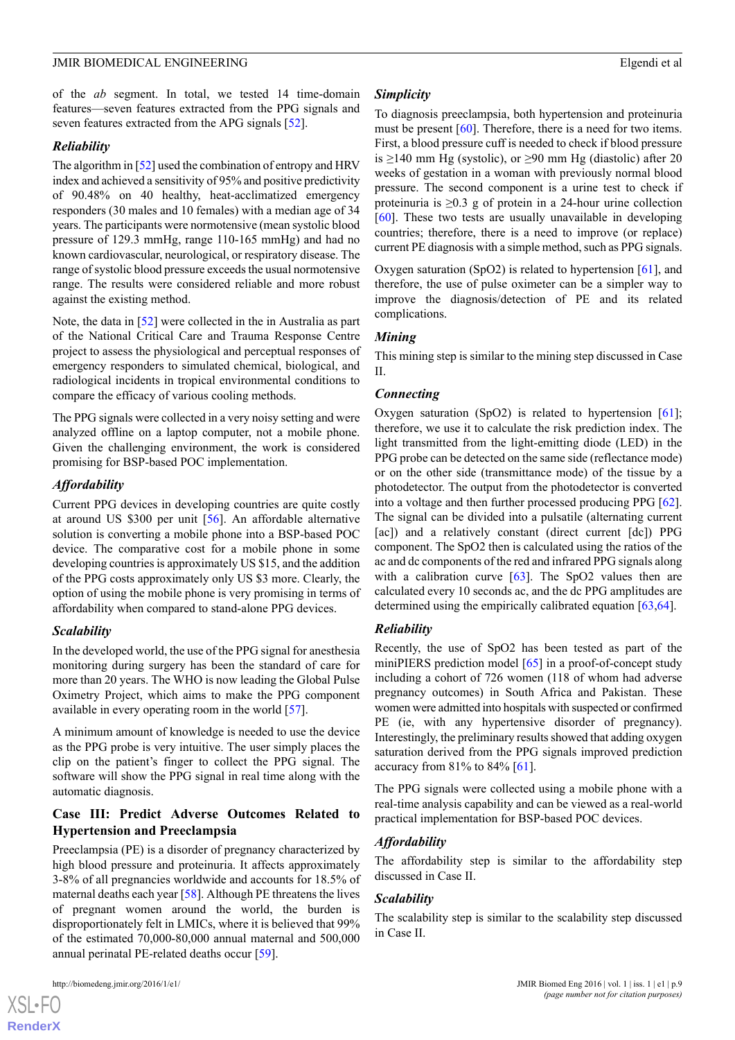of the *ab* segment. In total, we tested 14 time-domain features—seven features extracted from the PPG signals and seven features extracted from the APG signals [52].

### Reliability

The algorithm in [52] used the combination of entropy and HRV index and achieved a sensitivity of 95% and positive predictivity of 90.48% on 40 healthy, heat-acclimatized emergency responders (30 males and 10 females) with a median age of 34 years. The participants were normotensive (mean systolic blood pressure of 129.3 mmHg, range 110-165 mmHg) and had no known cardiovascular, neurological, or respiratory disease. The range of systolic blood pressure exceeds the usual normotensive range. The results were considered reliable and more robust against the existing method.

Note, the data in [52] were collected in the in Australia as part of the National Critical Care and Trauma Response Centre project to assess the physiological and perceptual responses of emergency responders to simulated chemical, biological, and radiological incidents in tropical environmental conditions to compare the efficacy of various cooling methods.

The PPG signals were collected in a very noisy setting and were analyzed offline on a laptop computer, not a mobile phone. Given the challenging environment, the work is considered promising for BSP-based POC implementation.

### Affordability

Current PPG devices in developing countries are quite costly at around US $300 per unit [56]. An affordable alternative solution is converting a mobile phone into a BSP-based POC device. The comparative cost for a mobile phone in some developing countries is approximately US $15, and the addition of the PPG costs approximately only US $3 more. Clearly, the option of using the mobile phone is very promising in terms of affordability when compared to stand-alone PPG devices.

### Scalability

In the developed world, the use of the PPG signal for anesthesia monitoring during surgery has been the standard of care for more than 20 years. The WHO is now leading the Global Pulse Oximetry Project, which aims to make the PPG component available in every operating room in the world [57].

A minimum amount of knowledge is needed to use the device as the PPG probe is very intuitive. The user simply places the clip on the patient's finger to collect the PPG signal. The software will show the PPG signal in real time along with the automatic diagnosis.

## Case III: Predict Adverse Outcomes Related to Hypertension and Preeclampsia

Preeclampsia (PE) is a disorder of pregnancy characterized by high blood pressure and proteinuria. It affects approximately 3-8% of all pregnancies worldwide and accounts for 18.5% of maternal deaths each year [58]. Although PE threatens the lives of pregnant women around the world, the burden is disproportionately felt in LMICs, where it is believed that 99% of the estimated 70,000-80,000 annual maternal and 500,000 annual perinatal PE-related deaths occur [59].

### Simplicity

To diagnosis preeclampsia, both hypertension and proteinuria must be present [60]. Therefore, there is a need for two items. First, a blood pressure cuff is needed to check if blood pressure is ≥140 mm Hg (systolic), or ≥90 mm Hg (diastolic) after 20 weeks of gestation in a woman with previously normal blood pressure. The second component is a urine test to check if proteinuria is ≥0.3 g of protein in a 24-hour urine collection [60]. These two tests are usually unavailable in developing countries; therefore, there is a need to improve (or replace) current PE diagnosis with a simple method, such as PPG signals.

Oxygen saturation (SpO2) is related to hypertension [61], and therefore, the use of pulse oximeter can be a simpler way to improve the diagnosis/detection of PE and its related complications.

### Mining

This mining step is similar to the mining step discussed in Case II.

### Connecting

Oxygen saturation (SpO2) is related to hypertension [61]; therefore, we use it to calculate the risk prediction index. The light transmitted from the light-emitting diode (LED) in the PPG probe can be detected on the same side (reflectance mode) or on the other side (transmittance mode) of the tissue by a photodetector. The output from the photodetector is converted into a voltage and then further processed producing PPG [62]. The signal can be divided into a pulsatile (alternating current [ac]) and a relatively constant (direct current [dc]) PPG component. The SpO2 then is calculated using the ratios of the ac and dc components of the red and infrared PPG signals along with a calibration curve [63]. The SpO2 values then are calculated every 10 seconds ac, and the dc PPG amplitudes are determined using the empirically calibrated equation [63,64].

### Reliability

Recently, the use of SpO2 has been tested as part of the miniPIERS prediction model [65] in a proof-of-concept study including a cohort of 726 women (118 of whom had adverse pregnancy outcomes) in South Africa and Pakistan. These women were admitted into hospitals with suspected or confirmed PE (ie, with any hypertensive disorder of pregnancy). Interestingly, the preliminary results showed that adding oxygen saturation derived from the PPG signals improved prediction accuracy from 81% to 84% [61].

The PPG signals were collected using a mobile phone with a real-time analysis capability and can be viewed as a real-world practical implementation for BSP-based POC devices.

### Affordability

The affordability step is similar to the affordability step discussed in Case II.

### Scalability

The scalability step is similar to the scalability step discussed in Case II.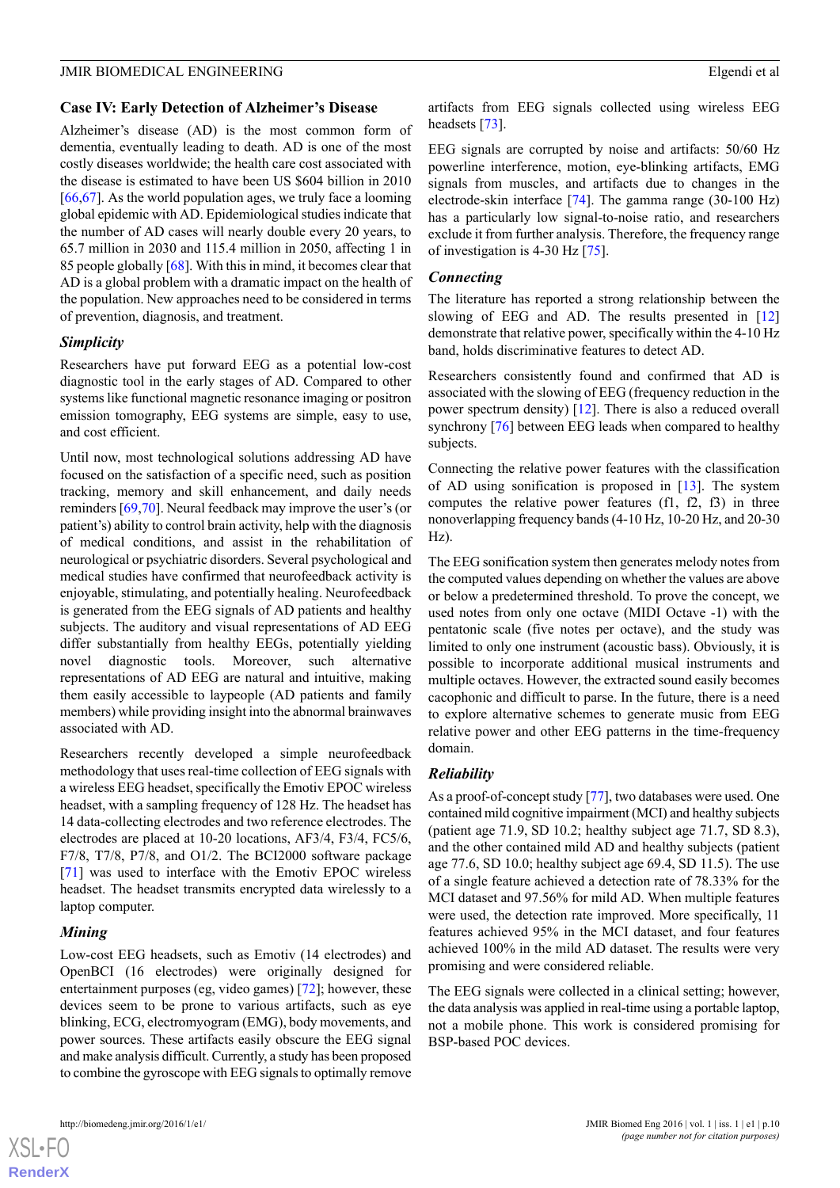## Case IV: Early Detection of Alzheimer's Disease

Alzheimer's disease (AD) is the most common form of dementia, eventually leading to death. AD is one of the most costly diseases worldwide; the health care cost associated with the disease is estimated to have been US $604 billion in 2010 [66,67]. As the world population ages, we truly face a looming global epidemic with AD. Epidemiological studies indicate that the number of AD cases will nearly double every 20 years, to 65.7 million in 2030 and 115.4 million in 2050, affecting 1 in 85 people globally [68]. With this in mind, it becomes clear that AD is a global problem with a dramatic impact on the health of the population. New approaches need to be considered in terms of prevention, diagnosis, and treatment.

### *Simplicity*

Researchers have put forward EEG as a potential low-cost diagnostic tool in the early stages of AD. Compared to other systems like functional magnetic resonance imaging or positron emission tomography, EEG systems are simple, easy to use, and cost efficient.

Until now, most technological solutions addressing AD have focused on the satisfaction of a specific need, such as position tracking, memory and skill enhancement, and daily needs reminders [69,70]. Neural feedback may improve the user's (or patient's) ability to control brain activity, help with the diagnosis of medical conditions, and assist in the rehabilitation of neurological or psychiatric disorders. Several psychological and medical studies have confirmed that neurofeedback activity is enjoyable, stimulating, and potentially healing. Neurofeedback is generated from the EEG signals of AD patients and healthy subjects. The auditory and visual representations of AD EEG differ substantially from healthy EEGs, potentially yielding novel diagnostic tools. Moreover, such alternative representations of AD EEG are natural and intuitive, making them easily accessible to laypeople (AD patients and family members) while providing insight into the abnormal brainwaves associated with AD.

Researchers recently developed a simple neurofeedback methodology that uses real-time collection of EEG signals with a wireless EEG headset, specifically the Emotiv EPOC wireless headset, with a sampling frequency of 128 Hz. The headset has 14 data-collecting electrodes and two reference electrodes. The electrodes are placed at 10-20 locations, AF3/4, F3/4, FC5/6, F7/8, T7/8, P7/8, and O1/2. The BCI2000 software package [71] was used to interface with the Emotiv EPOC wireless headset. The headset transmits encrypted data wirelessly to a laptop computer.

### *Mining*

Low-cost EEG headsets, such as Emotiv (14 electrodes) and OpenBCI (16 electrodes) were originally designed for entertainment purposes (eg, video games) [72]; however, these devices seem to be prone to various artifacts, such as eye blinking, ECG, electromyogram (EMG), body movements, and power sources. These artifacts easily obscure the EEG signal and make analysis difficult. Currently, a study has been proposed to combine the gyroscope with EEG signals to optimally remove artifacts from EEG signals collected using wireless EEG headsets [73].

EEG signals are corrupted by noise and artifacts: 50/60 Hz powerline interference, motion, eye-blinking artifacts, EMG signals from muscles, and artifacts due to changes in the electrode-skin interface [74]. The gamma range (30-100 Hz) has a particularly low signal-to-noise ratio, and researchers exclude it from further analysis. Therefore, the frequency range of investigation is 4-30 Hz [75].

### *Connecting*

The literature has reported a strong relationship between the slowing of EEG and AD. The results presented in [12] demonstrate that relative power, specifically within the 4-10 Hz band, holds discriminative features to detect AD.

Researchers consistently found and confirmed that AD is associated with the slowing of EEG (frequency reduction in the power spectrum density) [12]. There is also a reduced overall synchrony [76] between EEG leads when compared to healthy subjects.

Connecting the relative power features with the classification of AD using sonification is proposed in [13]. The system computes the relative power features (f1, f2, f3) in three nonoverlapping frequency bands (4-10 Hz, 10-20 Hz, and 20-30 Hz).

The EEG sonification system then generates melody notes from the computed values depending on whether the values are above or below a predetermined threshold. To prove the concept, we used notes from only one octave (MIDI Octave -1) with the pentatonic scale (five notes per octave), and the study was limited to only one instrument (acoustic bass). Obviously, it is possible to incorporate additional musical instruments and multiple octaves. However, the extracted sound easily becomes cacophonic and difficult to parse. In the future, there is a need to explore alternative schemes to generate music from EEG relative power and other EEG patterns in the time-frequency domain.

### *Reliability*

As a proof-of-concept study [77], two databases were used. One contained mild cognitive impairment (MCI) and healthy subjects (patient age 71.9, SD 10.2; healthy subject age 71.7, SD 8.3), and the other contained mild AD and healthy subjects (patient age 77.6, SD 10.0; healthy subject age 69.4, SD 11.5). The use of a single feature achieved a detection rate of 78.33% for the MCI dataset and 97.56% for mild AD. When multiple features were used, the detection rate improved. More specifically, 11 features achieved 95% in the MCI dataset, and four features achieved 100% in the mild AD dataset. The results were very promising and were considered reliable.

The EEG signals were collected in a clinical setting; however, the data analysis was applied in real-time using a portable laptop, not a mobile phone. This work is considered promising for BSP-based POC devices.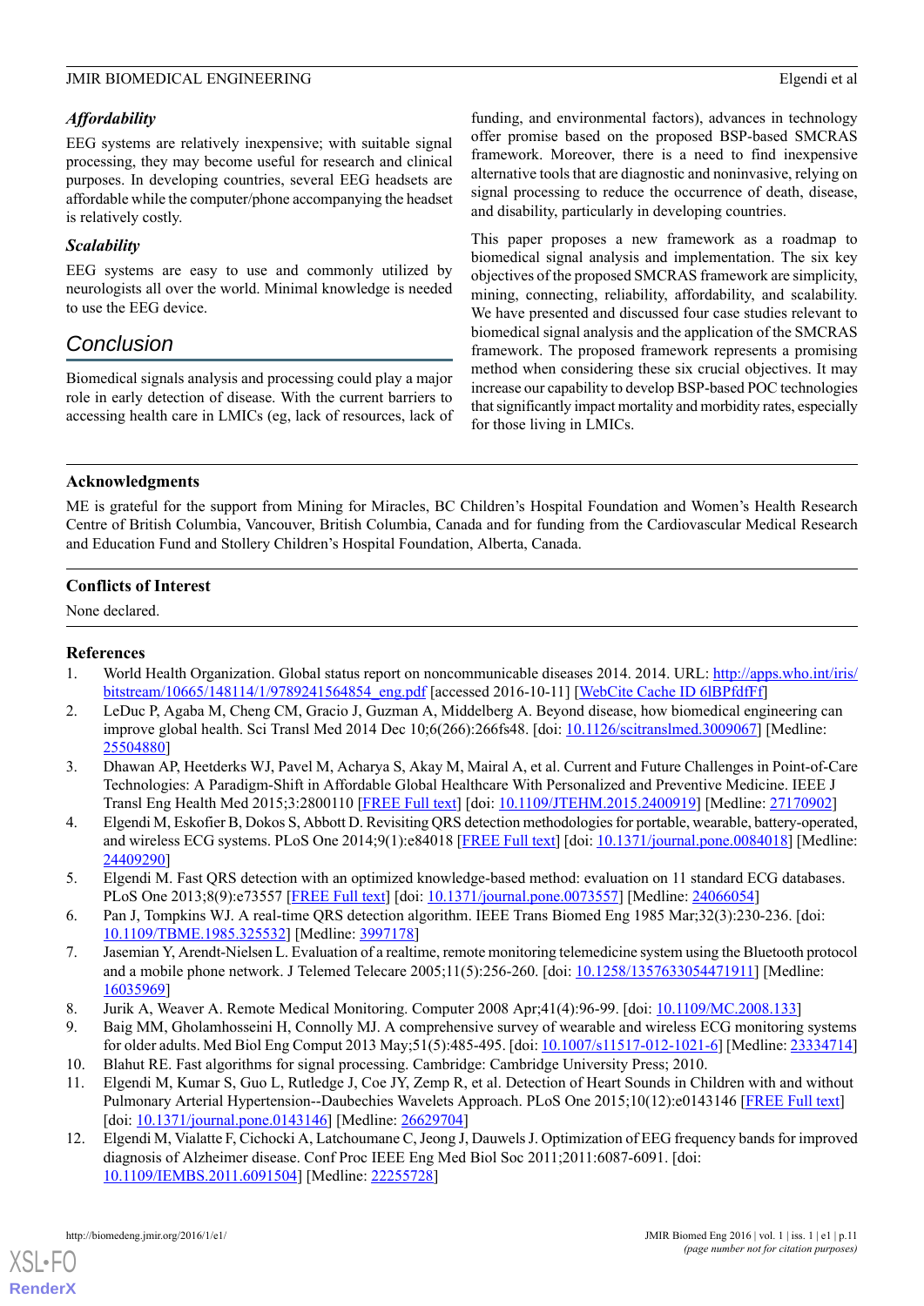### Affordability

EEG systems are relatively inexpensive; with suitable signal processing, they may become useful for research and clinical purposes. In developing countries, several EEG headsets are affordable while the computer/phone accompanying the headset is relatively costly.

### Scalability

EEG systems are easy to use and commonly utilized by neurologists all over the world. Minimal knowledge is needed to use the EEG device.

## Conclusion

Biomedical signals analysis and processing could play a major role in early detection of disease. With the current barriers to accessing health care in LMICs (eg, lack of resources, lack of funding, and environmental factors), advances in technology offer promise based on the proposed BSP-based SMCRAS framework. Moreover, there is a need to find inexpensive alternative tools that are diagnostic and noninvasive, relying on signal processing to reduce the occurrence of death, disease, and disability, particularly in developing countries.

This paper proposes a new framework as a roadmap to biomedical signal analysis and implementation. The six key objectives of the proposed SMCRAS framework are simplicity, mining, connecting, reliability, affordability, and scalability. We have presented and discussed four case studies relevant to biomedical signal analysis and the application of the SMCRAS framework. The proposed framework represents a promising method when considering these six crucial objectives. It may increase our capability to develop BSP-based POC technologies that significantly impact mortality and morbidity rates, especially for those living in LMICs.

### Acknowledgments

ME is grateful for the support from Mining for Miracles, BC Children's Hospital Foundation and Women's Health Research Centre of British Columbia, Vancouver, British Columbia, Canada and for funding from the Cardiovascular Medical Research and Education Fund and Stollery Children's Hospital Foundation, Alberta, Canada.

### Conflicts of Interest

None declared.

### References

1. World Health Organization. Global status report on noncommunicable diseases 2014. 2014. URL: http://apps.who.int/iris/bitstream/10665/148114/1/9789241564854_eng.pdf [accessed 2016-10-11] [WebCite Cache ID 6lBPfdfFf]
2. LeDuc P, Agaba M, Cheng CM, Gracio J, Guzman A, Middelberg A. Beyond disease, how biomedical engineering can improve global health. Sci Transl Med 2014 Dec 10;6(266):266fs48. [doi: 10.1126/scitranslmed.3009067] [Medline: 25504880]
3. Dhawan AP, Heetderks WJ, Pavel M, Acharya S, Akay M, Mairal A, et al. Current and Future Challenges in Point-of-Care Technologies: A Paradigm-Shift in Affordable Global Healthcare With Personalized and Preventive Medicine. IEEE J Transl Eng Health Med 2015;3:2800110 [FREE Full text] [doi: 10.1109/JTEHM.2015.2400919] [Medline: 27170902]
4. Elgendi M, Eskofier B, Dokos S, Abbott D. Revisiting QRS detection methodologies for portable, wearable, battery-operated, and wireless ECG systems. PLoS One 2014;9(1):e84018 [FREE Full text] [doi: 10.1371/journal.pone.0084018] [Medline: 24409290]
5. Elgendi M. Fast QRS detection with an optimized knowledge-based method: evaluation on 11 standard ECG databases. PLoS One 2013;8(9):e73557 [FREE Full text] [doi: 10.1371/journal.pone.0073557] [Medline: 24066054]
6. Pan J, Tompkins WJ. A real-time QRS detection algorithm. IEEE Trans Biomed Eng 1985 Mar;32(3):230-236. [doi: 10.1109/TBME.1985.325532] [Medline: 3997178]
7. Jasemian Y, Arendt-Nielsen L. Evaluation of a realtime, remote monitoring telemedicine system using the Bluetooth protocol and a mobile phone network. J Telemed Telecare 2005;11(5):256-260. [doi: 10.1258/1357633054471911] [Medline: 16035969]
8. Jurik A, Weaver A. Remote Medical Monitoring. Computer 2008 Apr;41(4):96-99. [doi: 10.1109/MC.2008.133]
9. Baig MM, Gholamhosseini H, Connolly MJ. A comprehensive survey of wearable and wireless ECG monitoring systems for older adults. Med Biol Eng Comput 2013 May;51(5):485-495. [doi: 10.1007/s11517-012-1021-6] [Medline: 23334714]
10. Blahut RE. Fast algorithms for signal processing. Cambridge: Cambridge University Press; 2010.
11. Elgendi M, Kumar S, Guo L, Rutledge J, Coe JY, Zemp R, et al. Detection of Heart Sounds in Children with and without Pulmonary Arterial Hypertension--Daubechies Wavelets Approach. PLoS One 2015;10(12):e0143146 [FREE Full text] [doi: 10.1371/journal.pone.0143146] [Medline: 26629704]
12. Elgendi M, Vialatte F, Cichocki A, Latchoumane C, Jeong J, Dauwels J. Optimization of EEG frequency bands for improved diagnosis of Alzheimer disease. Conf Proc IEEE Eng Med Biol Soc 2011;2011:6087-6091. [doi: 10.1109/IEMBS.2011.6091504] [Medline: 22255728]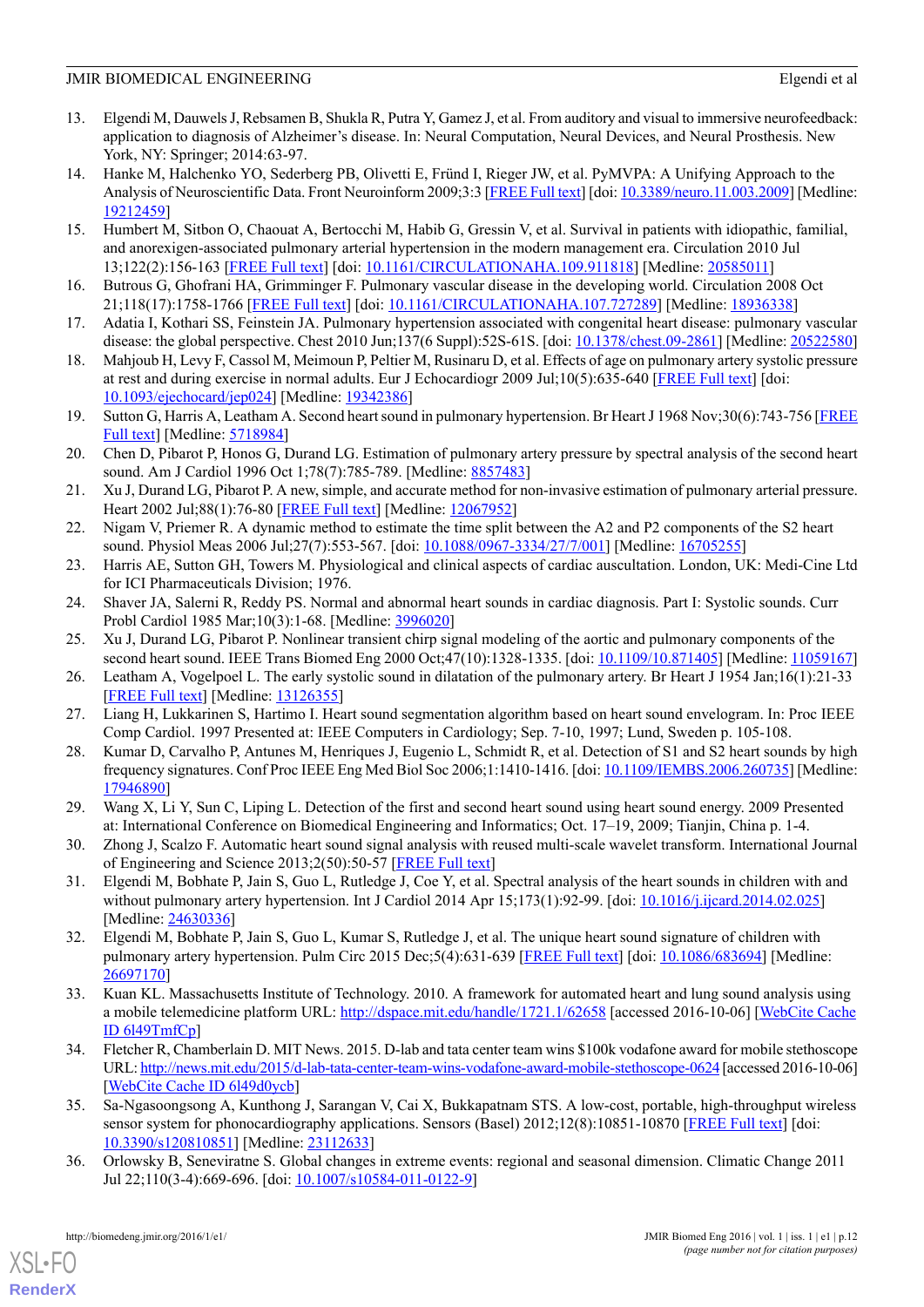13. Elgendi M, Dauwels J, Rebsamen B, Shukla R, Putra Y, Gamez J, et al. From auditory and visual to immersive neurofeedback: application to diagnosis of Alzheimer's disease. In: Neural Computation, Neural Devices, and Neural Prosthesis. New York, NY: Springer; 2014:63-97.
14. Hanke M, Halchenko YO, Sederberg PB, Olivetti E, Fründ I, Rieger JW, et al. PyMVPA: A Unifying Approach to the Analysis of Neuroscientific Data. Front Neuroinform 2009;3:3 [FREE Full text] [doi: 10.3389/neuro.11.003.2009] [Medline: 19212459]
15. Humbert M, Sitbon O, Chaouat A, Bertocchi M, Habib G, Gressin V, et al. Survival in patients with idiopathic, familial, and anorexigen-associated pulmonary arterial hypertension in the modern management era. Circulation 2010 Jul 13;122(2):156-163 [FREE Full text] [doi: 10.1161/CIRCULATIONAHA.109.911818] [Medline: 20585011]
16. Butrous G, Ghofrani HA, Grimminger F. Pulmonary vascular disease in the developing world. Circulation 2008 Oct 21;118(17):1758-1766 [FREE Full text] [doi: 10.1161/CIRCULATIONAHA.107.727289] [Medline: 18936338]
17. Adatia I, Kothari SS, Feinstein JA. Pulmonary hypertension associated with congenital heart disease: pulmonary vascular disease: the global perspective. Chest 2010 Jun;137(6 Suppl):52S-61S. [doi: 10.1378/chest.09-2861] [Medline: 20522580]
18. Mahjoub H, Levy F, Cassol M, Meimoun P, Peltier M, Rusinaru D, et al. Effects of age on pulmonary artery systolic pressure at rest and during exercise in normal adults. Eur J Echocardiogr 2009 Jul;10(5):635-640 [FREE Full text] [doi: 10.1093/ejechocard/jep024] [Medline: 19342386]
19. Sutton G, Harris A, Leatham A. Second heart sound in pulmonary hypertension. Br Heart J 1968 Nov;30(6):743-756 [FREE Full text] [Medline: 5718984]
20. Chen D, Pibarot P, Honos G, Durand LG. Estimation of pulmonary artery pressure by spectral analysis of the second heart sound. Am J Cardiol 1996 Oct 1;78(7):785-789. [Medline: 8857483]
21. Xu J, Durand LG, Pibarot P. A new, simple, and accurate method for non-invasive estimation of pulmonary arterial pressure. Heart 2002 Jul;88(1):76-80 [FREE Full text] [Medline: 12067952]
22. Nigam V, Priemer R. A dynamic method to estimate the time split between the A2 and P2 components of the S2 heart sound. Physiol Meas 2006 Jul;27(7):553-567. [doi: 10.1088/0967-3334/27/7/001] [Medline: 16705255]
23. Harris AE, Sutton GH, Towers M. Physiological and clinical aspects of cardiac auscultation. London, UK: Medi-Cine Ltd for ICI Pharmaceuticals Division; 1976.
24. Shaver JA, Salerni R, Reddy PS. Normal and abnormal heart sounds in cardiac diagnosis. Part I: Systolic sounds. Curr Probl Cardiol 1985 Mar;10(3):1-68. [Medline: 3996020]
25. Xu J, Durand LG, Pibarot P. Nonlinear transient chirp signal modeling of the aortic and pulmonary components of the second heart sound. IEEE Trans Biomed Eng 2000 Oct;47(10):1328-1335. [doi: 10.1109/10.871405] [Medline: 11059167]
26. Leatham A, Vogelpoel L. The early systolic sound in dilatation of the pulmonary artery. Br Heart J 1954 Jan;16(1):21-33 [FREE Full text] [Medline: 13126355]
27. Liang H, Lukkarinen S, Hartimo I. Heart sound segmentation algorithm based on heart sound envelogram. In: Proc IEEE Comp Cardiol. 1997 Presented at: IEEE Computers in Cardiology; Sep. 7-10, 1997; Lund, Sweden p. 105-108.
28. Kumar D, Carvalho P, Antunes M, Henriques J, Eugenio L, Schmidt R, et al. Detection of S1 and S2 heart sounds by high frequency signatures. Conf Proc IEEE Eng Med Biol Soc 2006;1:1410-1416. [doi: 10.1109/IEMBS.2006.260735] [Medline: 17946890]
29. Wang X, Li Y, Sun C, Liping L. Detection of the first and second heart sound using heart sound energy. 2009 Presented at: International Conference on Biomedical Engineering and Informatics; Oct. 17–19, 2009; Tianjin, China p. 1-4.
30. Zhong J, Scalzo F. Automatic heart sound signal analysis with reused multi-scale wavelet transform. International Journal of Engineering and Science 2013;2(50):50-57 [FREE Full text]
31. Elgendi M, Bobhate P, Jain S, Guo L, Rutledge J, Coe Y, et al. Spectral analysis of the heart sounds in children with and without pulmonary artery hypertension. Int J Cardiol 2014 Apr 15;173(1):92-99. [doi: 10.1016/j.ijcard.2014.02.025] [Medline: 24630336]
32. Elgendi M, Bobhate P, Jain S, Guo L, Kumar S, Rutledge J, et al. The unique heart sound signature of children with pulmonary artery hypertension. Pulm Circ 2015 Dec;5(4):631-639 [FREE Full text] [doi: 10.1086/683694] [Medline: 26697170]
33. Kuan KL. Massachusetts Institute of Technology. 2010. A framework for automated heart and lung sound analysis using a mobile telemedicine platform URL: http://dspace.mit.edu/handle/1721.1/62658 [accessed 2016-10-06] [WebCite Cache ID 6l49TmfCp]
34. Fletcher R, Chamberlain D. MIT News. 2015. D-lab and tata center team wins $100k vodafone award for mobile stethoscope URL: http://news.mit.edu/2015/d-lab-tata-center-team-wins-vodafone-award-mobile-stethoscope-0624 [accessed 2016-10-06] [WebCite Cache ID 6l49d0ycb]
35. Sa-Ngasoongsong A, Kunthong J, Sarangan V, Cai X, Bukkapatnam STS. A low-cost, portable, high-throughput wireless sensor system for phonocardiography applications. Sensors (Basel) 2012;12(8):10851-10870 [FREE Full text] [doi: 10.3390/s120810851] [Medline: 23112633]
36. Orlowsky B, Seneviratne S. Global changes in extreme events: regional and seasonal dimension. Climatic Change 2011 Jul 22;110(3-4):669-696. [doi: 10.1007/s10584-011-0122-9]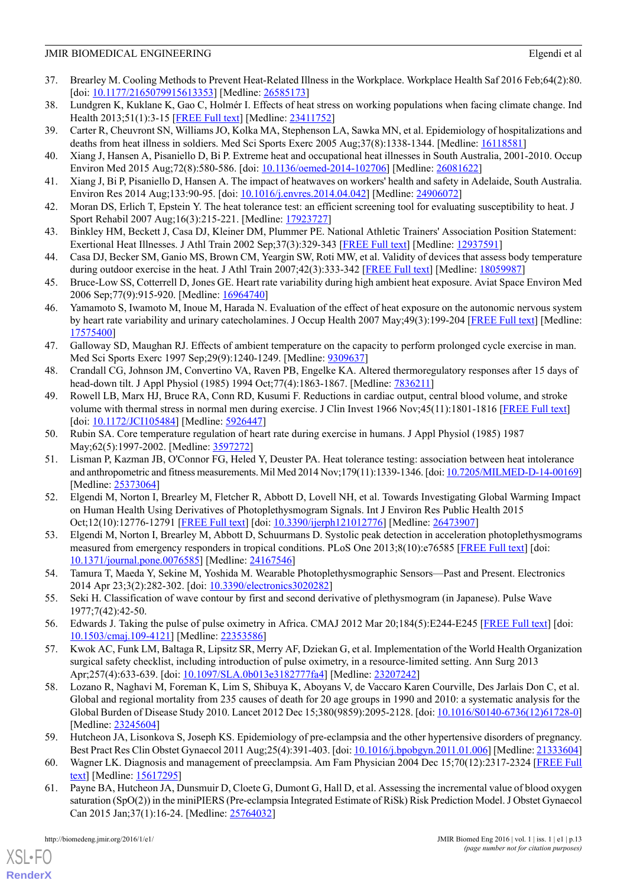37. Brearley M. Cooling Methods to Prevent Heat-Related Illness in the Workplace. Workplace Health Saf 2016 Feb;64(2):80. [doi: 10.1177/2165079915613353] [Medline: 26585173]
38. Lundgren K, Kuklane K, Gao C, Holmér I. Effects of heat stress on working populations when facing climate change. Ind Health 2013;51(1):3-15 [FREE Full text] [Medline: 23411752]
39. Carter R, Cheuvront SN, Williams JO, Kolka MA, Stephenson LA, Sawka MN, et al. Epidemiology of hospitalizations and deaths from heat illness in soldiers. Med Sci Sports Exerc 2005 Aug;37(8):1338-1344. [Medline: 16118581]
40. Xiang J, Hansen A, Pisaniello D, Bi P. Extreme heat and occupational heat illnesses in South Australia, 2001-2010. Occup Environ Med 2015 Aug;72(8):580-586. [doi: 10.1136/oemed-2014-102706] [Medline: 26081622]
41. Xiang J, Bi P, Pisaniello D, Hansen A. The impact of heatwaves on workers' health and safety in Adelaide, South Australia. Environ Res 2014 Aug;133:90-95. [doi: 10.1016/j.envres.2014.04.042] [Medline: 24906072]
42. Moran DS, Erlich T, Epstein Y. The heat tolerance test: an efficient screening tool for evaluating susceptibility to heat. J Sport Rehabil 2007 Aug;16(3):215-221. [Medline: 17923727]
43. Binkley HM, Beckett J, Casa DJ, Kleiner DM, Plummer PE. National Athletic Trainers' Association Position Statement: Exertional Heat Illnesses. J Athl Train 2002 Sep;37(3):329-343 [FREE Full text] [Medline: 12937591]
44. Casa DJ, Becker SM, Ganio MS, Brown CM, Yeargin SW, Roti MW, et al. Validity of devices that assess body temperature during outdoor exercise in the heat. J Athl Train 2007;42(3):333-342 [FREE Full text] [Medline: 18059987]
45. Bruce-Low SS, Cotterrell D, Jones GE. Heart rate variability during high ambient heat exposure. Aviat Space Environ Med 2006 Sep;77(9):915-920. [Medline: 16964740]
46. Yamamoto S, Iwamoto M, Inoue M, Harada N. Evaluation of the effect of heat exposure on the autonomic nervous system by heart rate variability and urinary catecholamines. J Occup Health 2007 May;49(3):199-204 [FREE Full text] [Medline: 17575400]
47. Galloway SD, Maughan RJ. Effects of ambient temperature on the capacity to perform prolonged cycle exercise in man. Med Sci Sports Exerc 1997 Sep;29(9):1240-1249. [Medline: 9309637]
48. Crandall CG, Johnson JM, Convertino VA, Raven PB, Engelke KA. Altered thermoregulatory responses after 15 days of head-down tilt. J Appl Physiol (1985) 1994 Oct;77(4):1863-1867. [Medline: 7836211]
49. Rowell LB, Marx HJ, Bruce RA, Conn RD, Kusumi F. Reductions in cardiac output, central blood volume, and stroke volume with thermal stress in normal men during exercise. J Clin Invest 1966 Nov;45(11):1801-1816 [FREE Full text] [doi: 10.1172/JCI105484] [Medline: 5926447]
50. Rubin SA. Core temperature regulation of heart rate during exercise in humans. J Appl Physiol (1985) 1987 May;62(5):1997-2002. [Medline: 3597272]
51. Lisman P, Kazman JB, O'Connor FG, Heled Y, Deuster PA. Heat tolerance testing: association between heat intolerance and anthropometric and fitness measurements. Mil Med 2014 Nov;179(11):1339-1346. [doi: 10.7205/MILMED-D-14-00169] [Medline: 25373064]
52. Elgendi M, Norton I, Brearley M, Fletcher R, Abbott D, Lovell NH, et al. Towards Investigating Global Warming Impact on Human Health Using Derivatives of Photoplethysmogram Signals. Int J Environ Res Public Health 2015 Oct;12(10):12776-12791 [FREE Full text] [doi: 10.3390/ijerph121012776] [Medline: 26473907]
53. Elgendi M, Norton I, Brearley M, Abbott D, Schuurmans D. Systolic peak detection in acceleration photoplethysmograms measured from emergency responders in tropical conditions. PLoS One 2013;8(10):e76585 [FREE Full text] [doi: 10.1371/journal.pone.0076585] [Medline: 24167546]
54. Tamura T, Maeda Y, Sekine M, Yoshida M. Wearable Photoplethysmographic Sensors—Past and Present. Electronics 2014 Apr 23;3(2):282-302. [doi: 10.3390/electronics3020282]
55. Seki H. Classification of wave contour by first and second derivative of plethysmogram (in Japanese). Pulse Wave 1977;7(42):42-50.
56. Edwards J. Taking the pulse of pulse oximetry in Africa. CMAJ 2012 Mar 20;184(5):E244-E245 [FREE Full text] [doi: 10.1503/cmaj.109-4121] [Medline: 22353586]
57. Kwok AC, Funk LM, Baltaga R, Lipsitz SR, Merry AF, Dziekan G, et al. Implementation of the World Health Organization surgical safety checklist, including introduction of pulse oximetry, in a resource-limited setting. Ann Surg 2013 Apr;257(4):633-639. [doi: 10.1097/SLA.0b013e3182777fa4] [Medline: 23207242]
58. Lozano R, Naghavi M, Foreman K, Lim S, Shibuya K, Aboyans V, de Vaccaro Karen Courville, Des Jarlais Don C, et al. Global and regional mortality from 235 causes of death for 20 age groups in 1990 and 2010: a systematic analysis for the Global Burden of Disease Study 2010. Lancet 2012 Dec 15;380(9859):2095-2128. [doi: 10.1016/S0140-6736(12)61728-0] [Medline: 23245604]
59. Hutcheon JA, Lisonkova S, Joseph KS. Epidemiology of pre-eclampsia and the other hypertensive disorders of pregnancy. Best Pract Res Clin Obstet Gynaecol 2011 Aug;25(4):391-403. [doi: 10.1016/j.bpobgyn.2011.01.006] [Medline: 21333604]
60. Wagner LK. Diagnosis and management of preeclampsia. Am Fam Physician 2004 Dec 15;70(12):2317-2324 [FREE Full text] [Medline: 15617295]
61. Payne BA, Hutcheon JA, Dunsmuir D, Cloete G, Dumont G, Hall D, et al. Assessing the incremental value of blood oxygen saturation (SpO(2)) in the miniPIERS (Pre-eclampsia Integrated Estimate of RiSk) Risk Prediction Model. J Obstet Gynaecol Can 2015 Jan;37(1):16-24. [Medline: 25764032]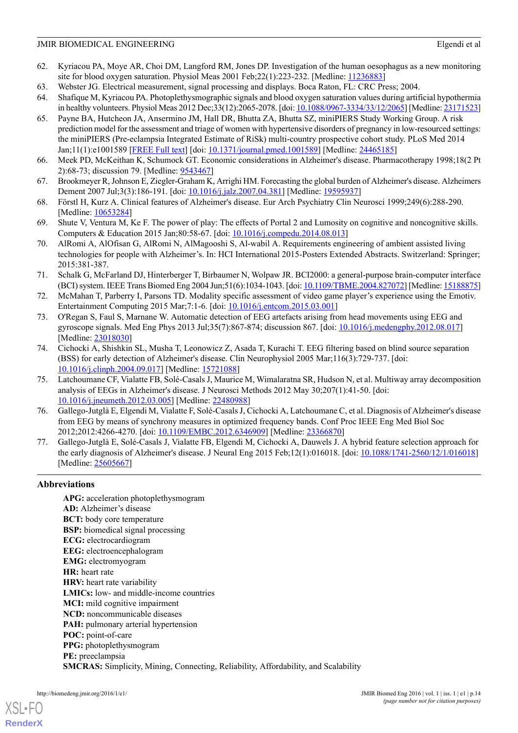62. Kyriacou PA, Moye AR, Choi DM, Langford RM, Jones DP. Investigation of the human oesophagus as a new monitoring site for blood oxygen saturation. Physiol Meas 2001 Feb;22(1):223-232. [Medline: 11236883]
63. Webster JG. Electrical measurement, signal processing and displays. Boca Raton, FL: CRC Press; 2004.
64. Shafique M, Kyriacou PA. Photoplethysmographic signals and blood oxygen saturation values during artificial hypothermia in healthy volunteers. Physiol Meas 2012 Dec;33(12):2065-2078. [doi: 10.1088/0967-3334/33/12/2065] [Medline: 23171523]
65. Payne BA, Hutcheon JA, Ansermino JM, Hall DR, Bhutta ZA, Bhutta SZ, miniPIERS Study Working Group. A risk prediction model for the assessment and triage of women with hypertensive disorders of pregnancy in low-resourced settings: the miniPIERS (Pre-eclampsia Integrated Estimate of RiSk) multi-country prospective cohort study. PLoS Med 2014 Jan;11(1):e1001589 [FREE Full text] [doi: 10.1371/journal.pmed.1001589] [Medline: 24465185]
66. Meek PD, McKeithan K, Schumock GT. Economic considerations in Alzheimer's disease. Pharmacotherapy 1998;18(2 Pt 2):68-73; discussion 79. [Medline: 9543467]
67. Brookmeyer R, Johnson E, Ziegler-Graham K, Arrighi HM. Forecasting the global burden of Alzheimer's disease. Alzheimers Dement 2007 Jul;3(3):186-191. [doi: 10.1016/j.jalz.2007.04.381] [Medline: 19595937]
68. Förstl H, Kurz A. Clinical features of Alzheimer's disease. Eur Arch Psychiatry Clin Neurosci 1999;249(6):288-290. [Medline: 10653284]
69. Shute V, Ventura M, Ke F. The power of play: The effects of Portal 2 and Lumosity on cognitive and noncognitive skills. Computers & Education 2015 Jan;80:58-67. [doi: 10.1016/j.compedu.2014.08.013]
70. AlRomi A, AlOfisan G, AlRomi N, AlMagooshi S, Al-wabil A. Requirements engineering of ambient assisted living technologies for people with Alzheimer's. In: HCI International 2015-Posters Extended Abstracts. Switzerland: Springer; 2015:381-387.
71. Schalk G, McFarland DJ, Hinterberger T, Birbaumer N, Wolpaw JR. BCI2000: a general-purpose brain-computer interface (BCI) system. IEEE Trans Biomed Eng 2004 Jun;51(6):1034-1043. [doi: 10.1109/TBME.2004.827072] [Medline: 15188875]
72. McMahan T, Parberry I, Parsons TD. Modality specific assessment of video game player's experience using the Emotiv. Entertainment Computing 2015 Mar;7:1-6. [doi: 10.1016/j.entcom.2015.03.001]
73. O'Regan S, Faul S, Marnane W. Automatic detection of EEG artefacts arising from head movements using EEG and gyroscope signals. Med Eng Phys 2013 Jul;35(7):867-874; discussion 867. [doi: 10.1016/j.medengphy.2012.08.017] [Medline: 23018030]
74. Cichocki A, Shishkin SL, Musha T, Leonowicz Z, Asada T, Kurachi T. EEG filtering based on blind source separation (BSS) for early detection of Alzheimer's disease. Clin Neurophysiol 2005 Mar;116(3):729-737. [doi: 10.1016/j.clinph.2004.09.017] [Medline: 15721088]
75. Latchoumane CF, Vialatte FB, Solé-Casals J, Maurice M, Wimalaratna SR, Hudson N, et al. Multiway array decomposition analysis of EEGs in Alzheimer's disease. J Neurosci Methods 2012 May 30;207(1):41-50. [doi: 10.1016/j.jneumeth.2012.03.005] [Medline: 22480988]
76. Gallego-Jutglà E, Elgendi M, Vialatte F, Solé-Casals J, Cichocki A, Latchoumane C, et al. Diagnosis of Alzheimer's disease from EEG by means of synchrony measures in optimized frequency bands. Conf Proc IEEE Eng Med Biol Soc 2012;2012:4266-4270. [doi: 10.1109/EMBC.2012.6346909] [Medline: 23366870]
77. Gallego-Jutglà E, Solé-Casals J, Vialatte FB, Elgendi M, Cichocki A, Dauwels J. A hybrid feature selection approach for the early diagnosis of Alzheimer's disease. J Neural Eng 2015 Feb;12(1):016018. [doi: 10.1088/1741-2560/12/1/016018] [Medline: 25605667]

## Abbreviations

**APG:** acceleration photoplethysmogram
**AD:** Alzheimer's disease
**BCT:** body core temperature
**BSP:** biomedical signal processing
**ECG:** electrocardiogram
**EEG:** electroencephalogram
**EMG:** electromyogram
**HR:** heart rate
**HRV:** heart rate variability
**LMICs:** low- and middle-income countries
**MCI:** mild cognitive impairment
**NCD:** noncommunicable diseases
**PAH:** pulmonary arterial hypertension
**POC:** point-of-care
**PPG:** photoplethysmogram
**PE:** preeclampsia
**SMCRAS:** Simplicity, Mining, Connecting, Reliability, Affordability, and Scalability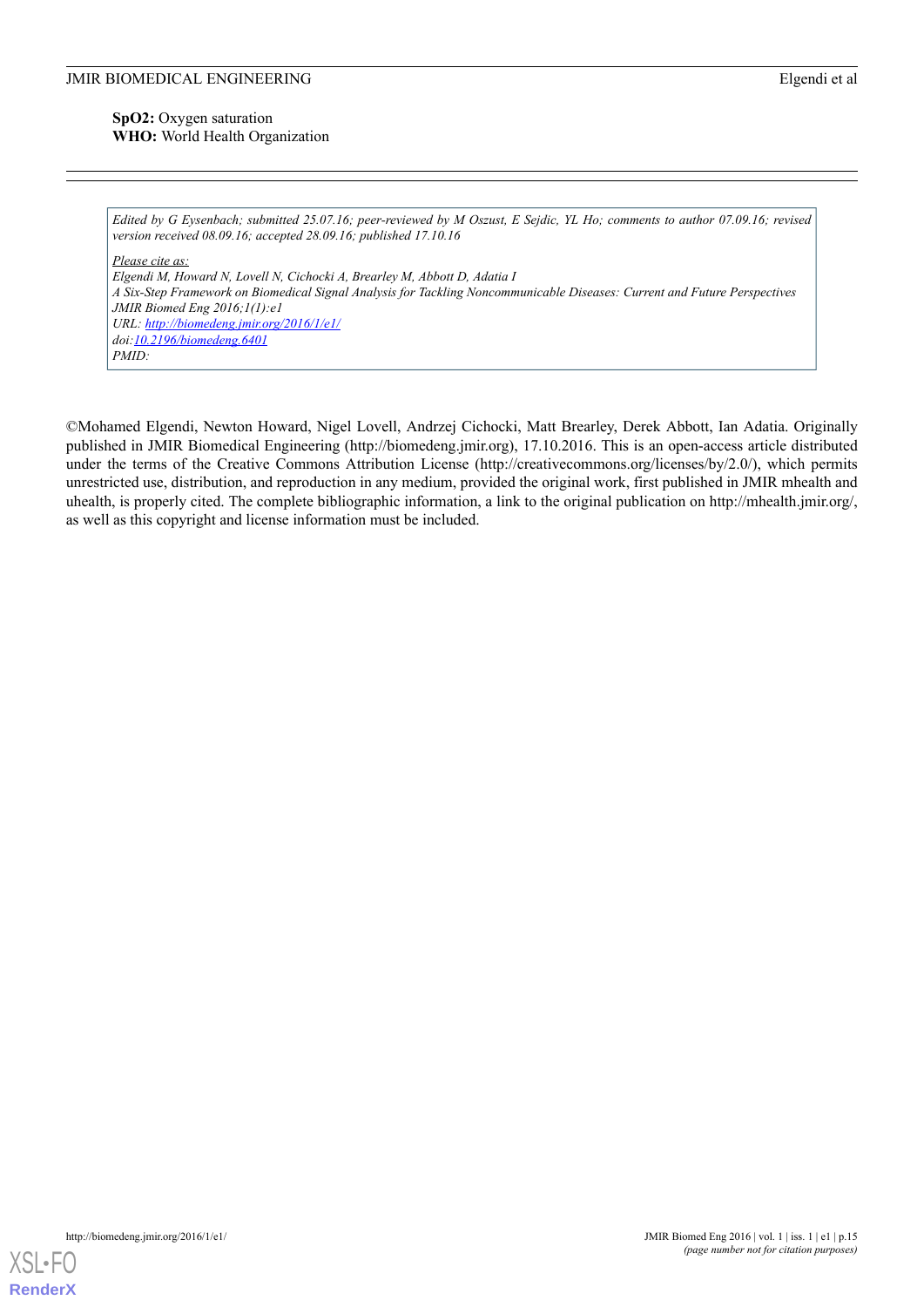**SpO2:** Oxygen saturation
**WHO:** World Health Organization

---

*Edited by G Eysenbach; submitted 25.07.16; peer-reviewed by M Oszust, E Sejdic, YL Ho; comments to author 07.09.16; revised version received 08.09.16; accepted 28.09.16; published 17.10.16*

*Please cite as:*
*Elgendi M, Howard N, Lovell N, Cichocki A, Brearley M, Abbott D, Adatia I*
*A Six-Step Framework on Biomedical Signal Analysis for Tackling Noncommunicable Diseases: Current and Future Perspectives*
*JMIR Biomed Eng 2016;1(1):e1*
*URL: [http://biomedeng.jmir.org/2016/1/e1/](http://biomedeng.jmir.org/2016/1/e1/)*
*doi:[10.2196/biomedeng.6401](10.2196/biomedeng.6401)*
*PMID:*

©Mohamed Elgendi, Newton Howard, Nigel Lovell, Andrzej Cichocki, Matt Brearley, Derek Abbott, Ian Adatia. Originally published in JMIR Biomedical Engineering (http://biomedeng.jmir.org), 17.10.2016. This is an open-access article distributed under the terms of the Creative Commons Attribution License (http://creativecommons.org/licenses/by/2.0/), which permits unrestricted use, distribution, and reproduction in any medium, provided the original work, first published in JMIR mhealth and uhealth, is properly cited. The complete bibliographic information, a link to the original publication on http://mhealth.jmir.org/, as well as this copyright and license information must be included.